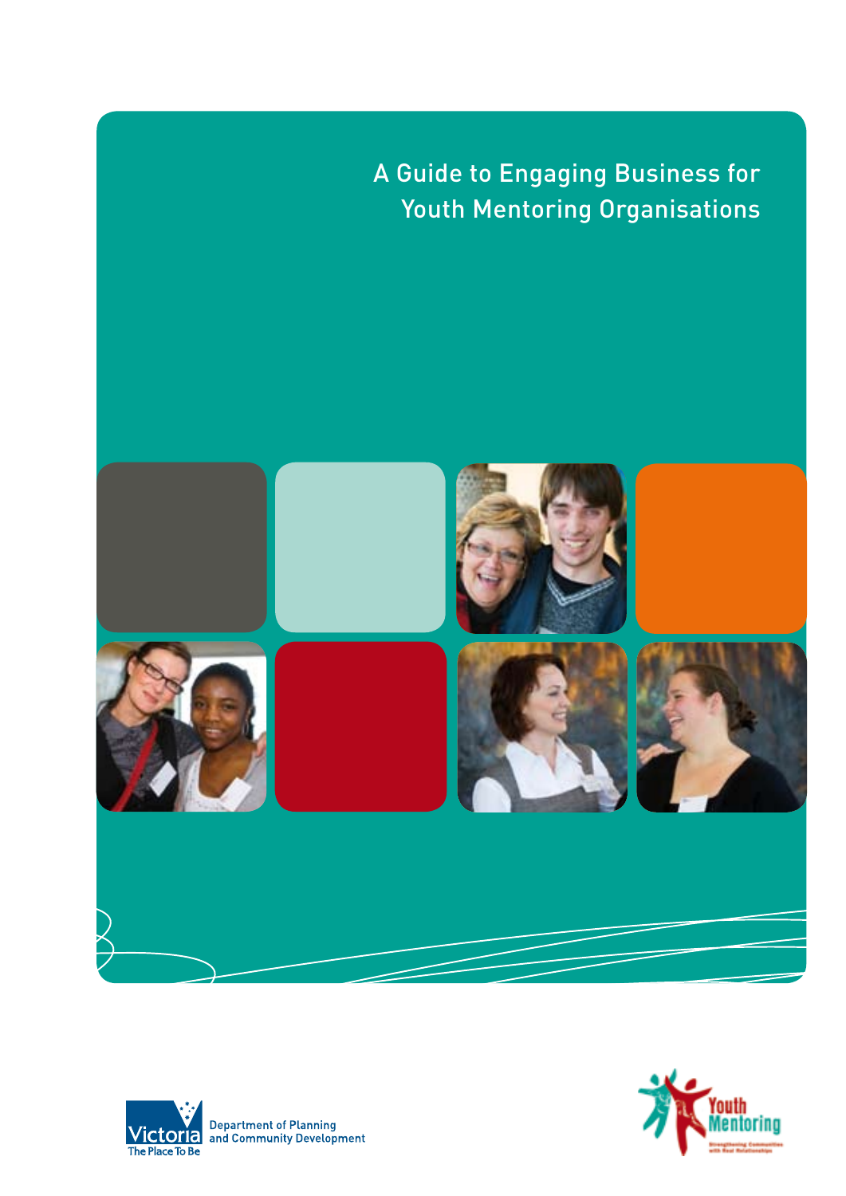# A Guide to Engaging Business for Youth Mentoring Organisations

Victoria The Place To Be

Department of Planning and Community Development

Youth Mentoring

Strengthening Communities with Real Relationships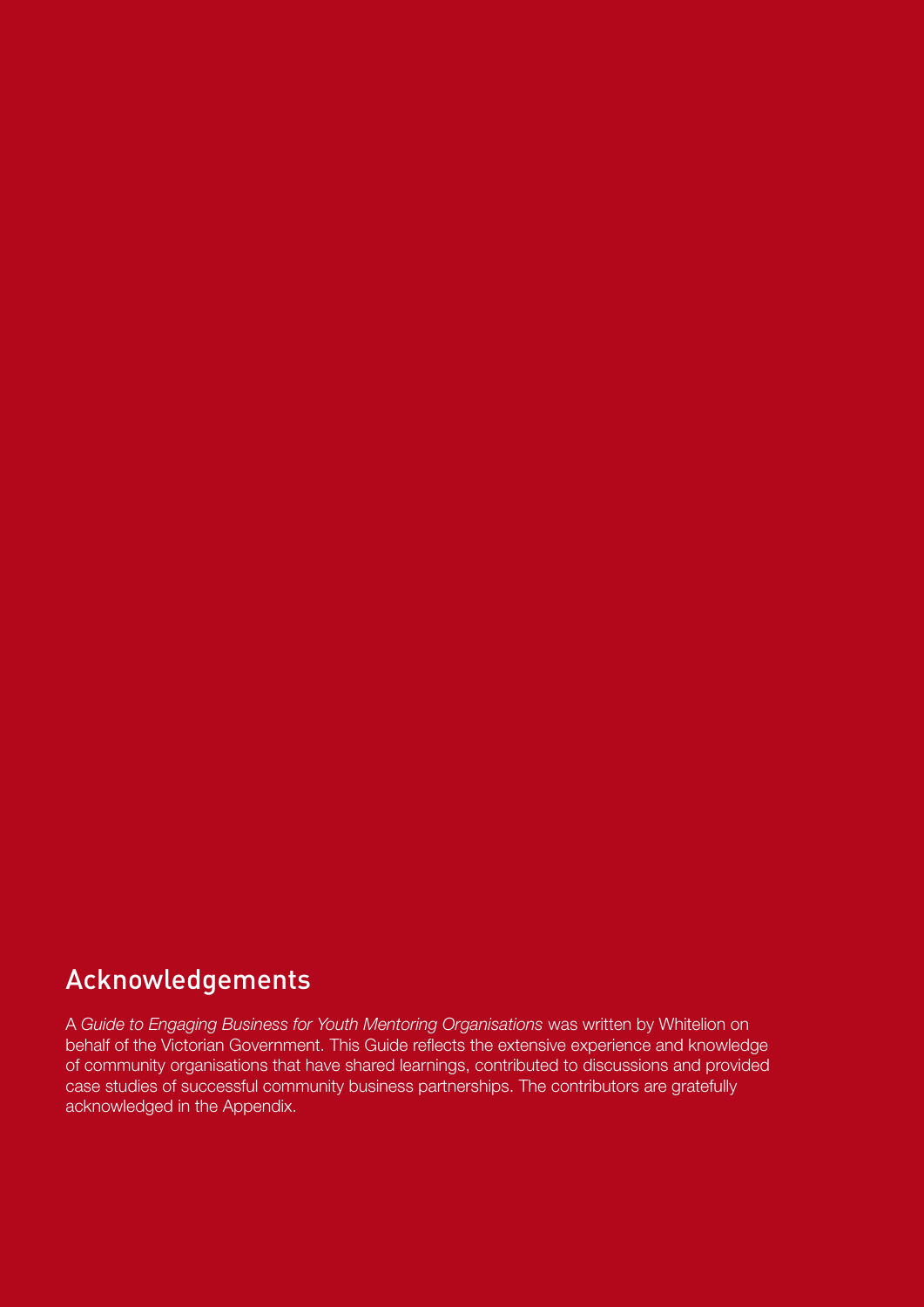## Acknowledgements

A *Guide to Engaging Business for Youth Mentoring Organisations* was written by Whitelion on behalf of the Victorian Government. This Guide reflects the extensive experience and knowledge of community organisations that have shared learnings, contributed to discussions and provided case studies of successful community business partnerships. The contributors are gratefully acknowledged in the Appendix.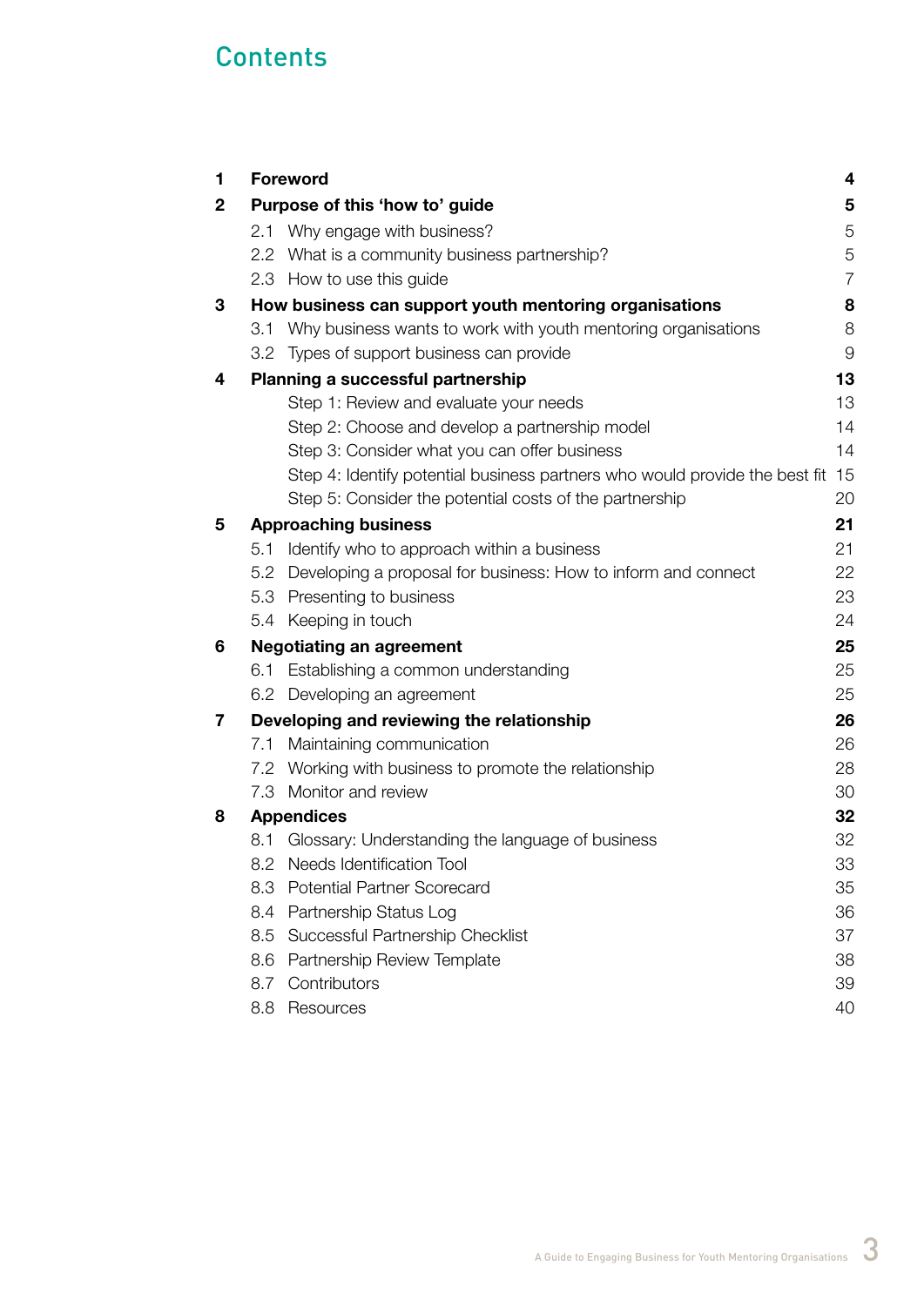# Contents

| | | |
|---|---|---|
| **1** | **Foreword** | **4** |
| **2** | **Purpose of this 'how to' guide** | **5** |
| | 2.1 Why engage with business? | 5 |
| | 2.2 What is a community business partnership? | 5 |
| | 2.3 How to use this guide | 7 |
| **3** | **How business can support youth mentoring organisations** | **8** |
| | 3.1 Why business wants to work with youth mentoring organisations | 8 |
| | 3.2 Types of support business can provide | 9 |
| **4** | **Planning a successful partnership** | **13** |
| | Step 1: Review and evaluate your needs | 13 |
| | Step 2: Choose and develop a partnership model | 14 |
| | Step 3: Consider what you can offer business | 14 |
| | Step 4: Identify potential business partners who would provide the best fit | 15 |
| | Step 5: Consider the potential costs of the partnership | 20 |
| **5** | **Approaching business** | **21** |
| | 5.1 Identify who to approach within a business | 21 |
| | 5.2 Developing a proposal for business: How to inform and connect | 22 |
| | 5.3 Presenting to business | 23 |
| | 5.4 Keeping in touch | 24 |
| **6** | **Negotiating an agreement** | **25** |
| | 6.1 Establishing a common understanding | 25 |
| | 6.2 Developing an agreement | 25 |
| **7** | **Developing and reviewing the relationship** | **26** |
| | 7.1 Maintaining communication | 26 |
| | 7.2 Working with business to promote the relationship | 28 |
| | 7.3 Monitor and review | 30 |
| **8** | **Appendices** | **32** |
| | 8.1 Glossary: Understanding the language of business | 32 |
| | 8.2 Needs Identification Tool | 33 |
| | 8.3 Potential Partner Scorecard | 35 |
| | 8.4 Partnership Status Log | 36 |
| | 8.5 Successful Partnership Checklist | 37 |
| | 8.6 Partnership Review Template | 38 |
| | 8.7 Contributors | 39 |
| | 8.8 Resources | 40 |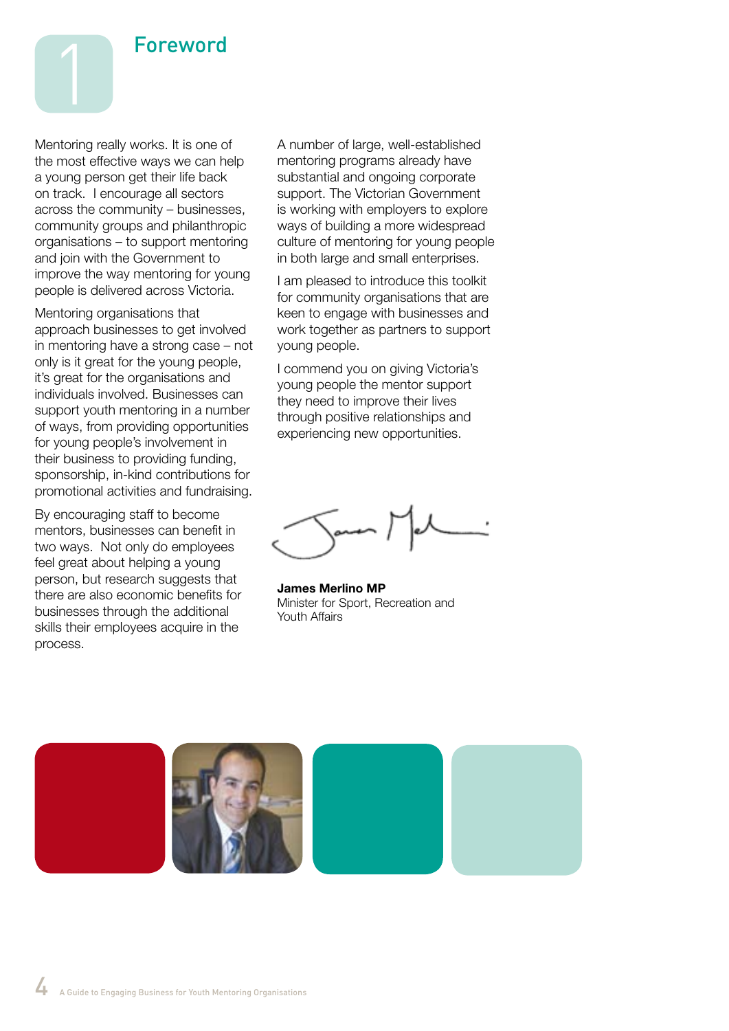# 1 Foreword

Mentoring really works. It is one of the most effective ways we can help a young person get their life back on track. I encourage all sectors across the community – businesses, community groups and philanthropic organisations – to support mentoring and join with the Government to improve the way mentoring for young people is delivered across Victoria.

Mentoring organisations that approach businesses to get involved in mentoring have a strong case – not only is it great for the young people, it's great for the organisations and individuals involved. Businesses can support youth mentoring in a number of ways, from providing opportunities for young people's involvement in their business to providing funding, sponsorship, in-kind contributions for promotional activities and fundraising.

By encouraging staff to become mentors, businesses can benefit in two ways. Not only do employees feel great about helping a young person, but research suggests that there are also economic benefits for businesses through the additional skills their employees acquire in the process.

A number of large, well-established mentoring programs already have substantial and ongoing corporate support. The Victorian Government is working with employers to explore ways of building a more widespread culture of mentoring for young people in both large and small enterprises.

I am pleased to introduce this toolkit for community organisations that are keen to engage with businesses and work together as partners to support young people.

I commend you on giving Victoria's young people the mentor support they need to improve their lives through positive relationships and experiencing new opportunities.

**James Merlino MP**
Minister for Sport, Recreation and Youth Affairs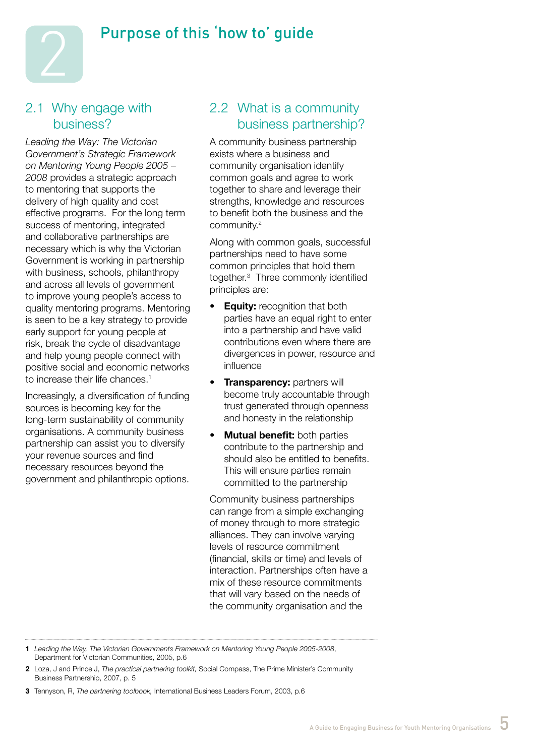# 2 Purpose of this 'how to' guide

## 2.1 Why engage with business?

*Leading the Way: The Victorian Government's Strategic Framework on Mentoring Young People 2005 – 2008* provides a strategic approach to mentoring that supports the delivery of high quality and cost effective programs. For the long term success of mentoring, integrated and collaborative partnerships are necessary which is why the Victorian Government is working in partnership with business, schools, philanthropy and across all levels of government to improve young people's access to quality mentoring programs. Mentoring is seen to be a key strategy to provide early support for young people at risk, break the cycle of disadvantage and help young people connect with positive social and economic networks to increase their life chances.[1]

Increasingly, a diversification of funding sources is becoming key for the long-term sustainability of community organisations. A community business partnership can assist you to diversify your revenue sources and find necessary resources beyond the government and philanthropic options.

## 2.2 What is a community business partnership?

A community business partnership exists where a business and community organisation identify common goals and agree to work together to share and leverage their strengths, knowledge and resources to benefit both the business and the community.[2]

Along with common goals, successful partnerships need to have some common principles that hold them together.[3] Three commonly identified principles are:

- **Equity:** recognition that both parties have an equal right to enter into a partnership and have valid contributions even where there are divergences in power, resource and influence
- **Transparency:** partners will become truly accountable through trust generated through openness and honesty in the relationship
- **Mutual benefit:** both parties contribute to the partnership and should also be entitled to benefits. This will ensure parties remain committed to the partnership

Community business partnerships can range from a simple exchanging of money through to more strategic alliances. They can involve varying levels of resource commitment (financial, skills or time) and levels of interaction. Partnerships often have a mix of these resource commitments that will vary based on the needs of the community organisation and the

---

1 *Leading the Way, The Victorian Governments Framework on Mentoring Young People 2005-2008*, Department for Victorian Communities, 2005, p.6

2 Loza, J and Prince J, *The practical partnering toolkit,* Social Compass, The Prime Minister's Community Business Partnership, 2007, p. 5

3 Tennyson, R, *The partnering toolbook,* International Business Leaders Forum, 2003, p.6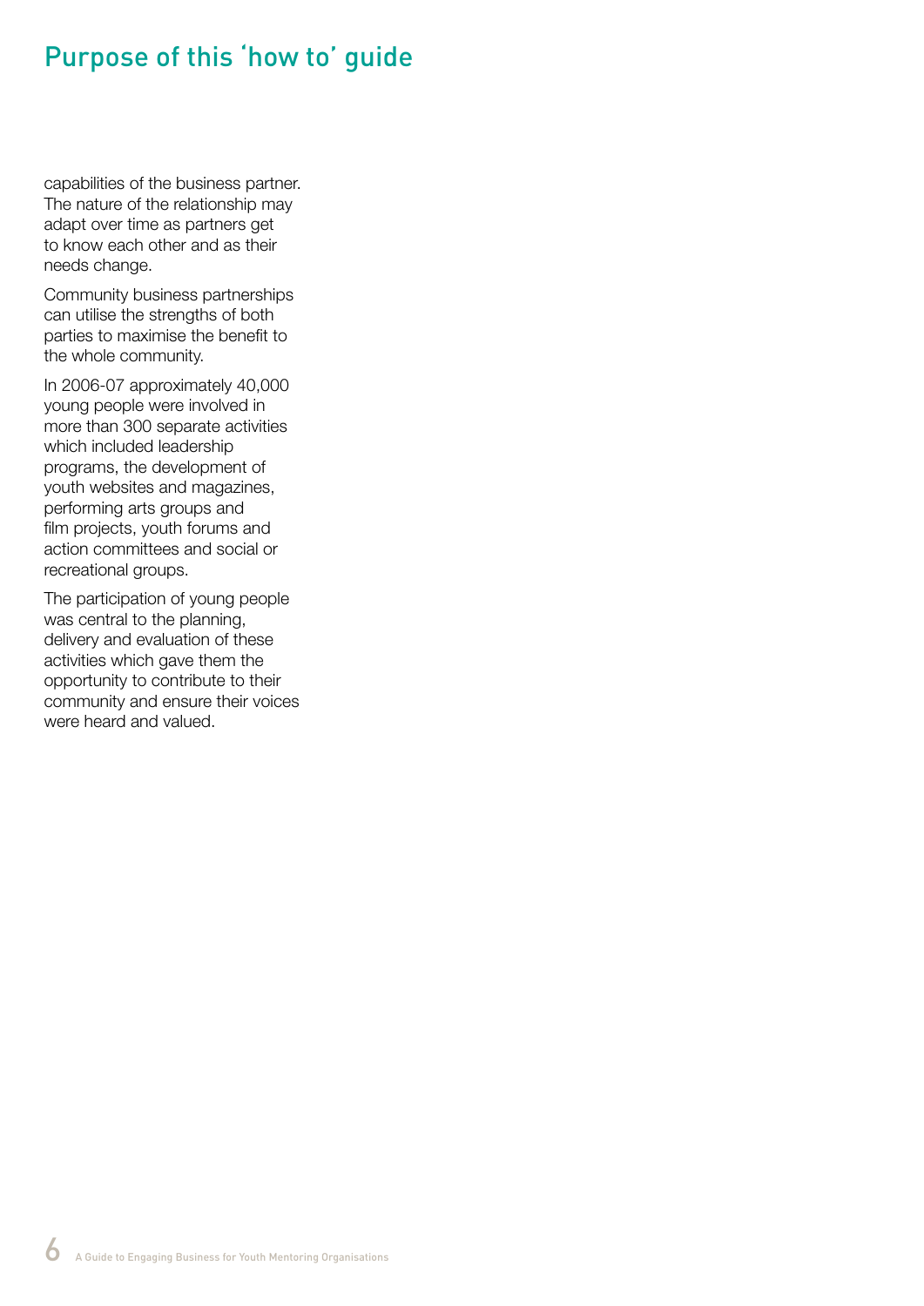# Purpose of this 'how to' guide

capabilities of the business partner. The nature of the relationship may adapt over time as partners get to know each other and as their needs change.

Community business partnerships can utilise the strengths of both parties to maximise the benefit to the whole community.

In 2006-07 approximately 40,000 young people were involved in more than 300 separate activities which included leadership programs, the development of youth websites and magazines, performing arts groups and film projects, youth forums and action committees and social or recreational groups.

The participation of young people was central to the planning, delivery and evaluation of these activities which gave them the opportunity to contribute to their community and ensure their voices were heard and valued.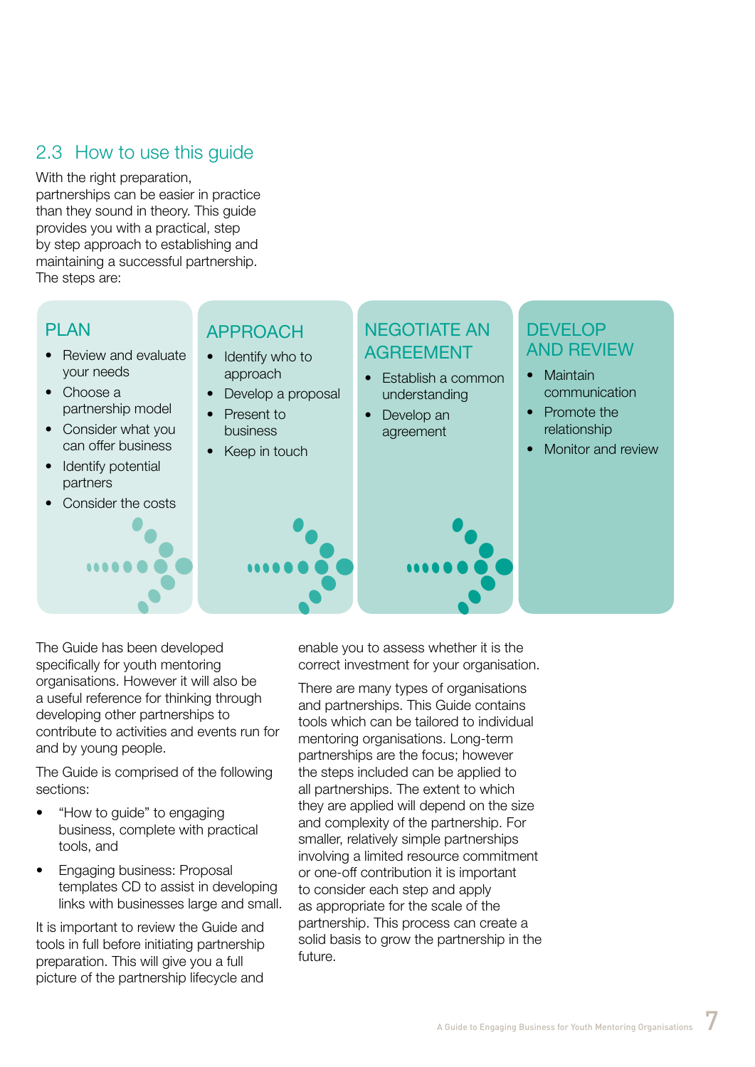## 2.3 How to use this guide

With the right preparation, partnerships can be easier in practice than they sound in theory. This guide provides you with a practical, step by step approach to establishing and maintaining a successful partnership. The steps are:

### PLAN

- Review and evaluate your needs
- Choose a partnership model
- Consider what you can offer business
- Identify potential partners
- Consider the costs

### APPROACH

- Identify who to approach
- Develop a proposal
- Present to business
- Keep in touch

### NEGOTIATE AN AGREEMENT

- Establish a common understanding
- Develop an agreement

### DEVELOP AND REVIEW

- Maintain communication
- Promote the relationship
- Monitor and review

The Guide has been developed specifically for youth mentoring organisations. However it will also be a useful reference for thinking through developing other partnerships to contribute to activities and events run for and by young people.

The Guide is comprised of the following sections:

- "How to guide" to engaging business, complete with practical tools, and
- Engaging business: Proposal templates CD to assist in developing links with businesses large and small.

It is important to review the Guide and tools in full before initiating partnership preparation. This will give you a full picture of the partnership lifecycle and enable you to assess whether it is the correct investment for your organisation.

There are many types of organisations and partnerships. This Guide contains tools which can be tailored to individual mentoring organisations. Long-term partnerships are the focus; however the steps included can be applied to all partnerships. The extent to which they are applied will depend on the size and complexity of the partnership. For smaller, relatively simple partnerships involving a limited resource commitment or one-off contribution it is important to consider each step and apply as appropriate for the scale of the partnership. This process can create a solid basis to grow the partnership in the future.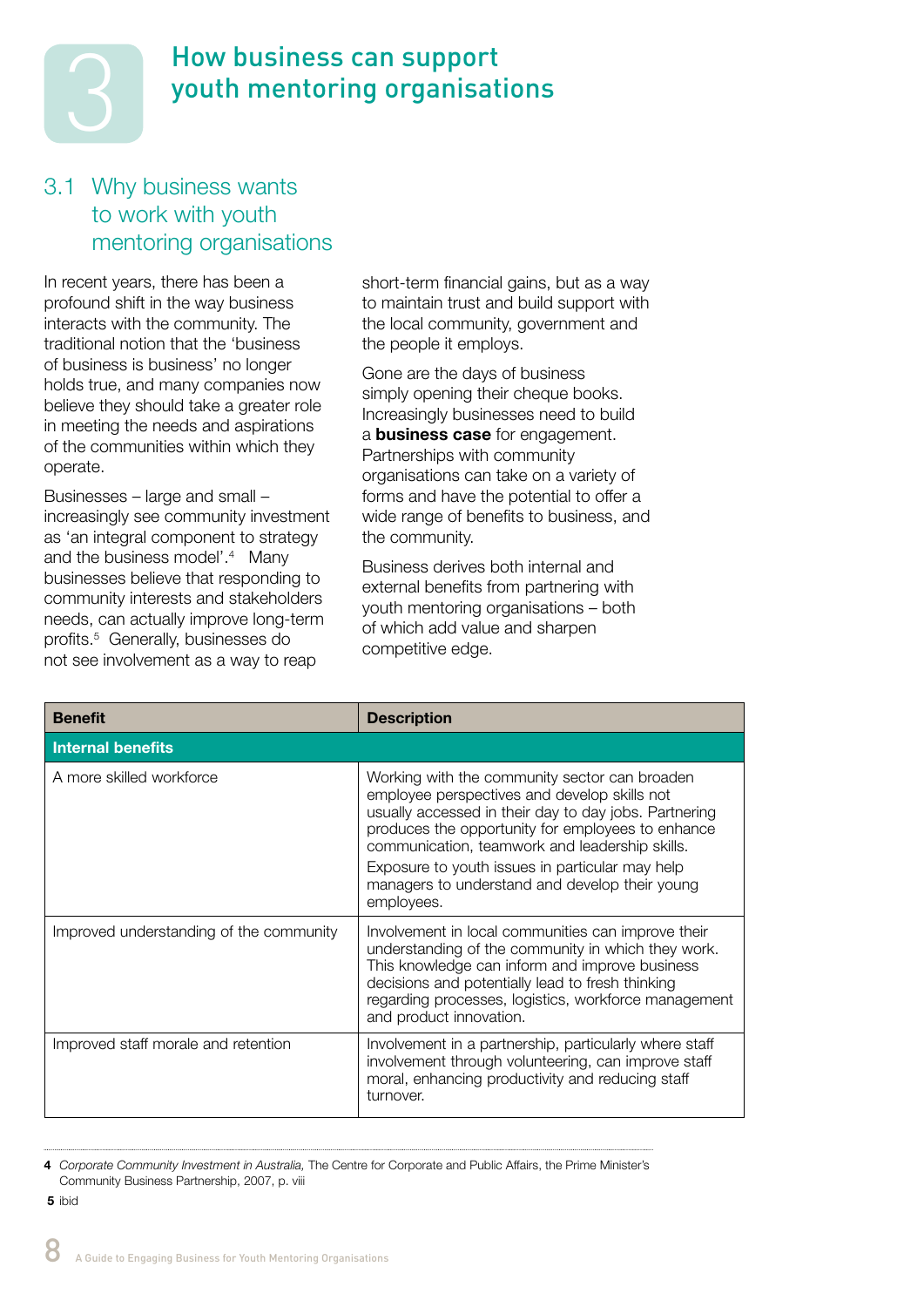# 3 How business can support youth mentoring organisations

## 3.1 Why business wants to work with youth mentoring organisations

In recent years, there has been a profound shift in the way business interacts with the community. The traditional notion that the 'business of business is business' no longer holds true, and many companies now believe they should take a greater role in meeting the needs and aspirations of the communities within which they operate.

Businesses – large and small – increasingly see community investment as 'an integral component to strategy and the business model'.[4] Many businesses believe that responding to community interests and stakeholders needs, can actually improve long-term profits.[5] Generally, businesses do not see involvement as a way to reap short-term financial gains, but as a way to maintain trust and build support with the local community, government and the people it employs.

Gone are the days of business simply opening their cheque books. Increasingly businesses need to build a **business case** for engagement. Partnerships with community organisations can take on a variety of forms and have the potential to offer a wide range of benefits to business, and the community.

Business derives both internal and external benefits from partnering with youth mentoring organisations – both of which add value and sharpen competitive edge.

| Benefit | Description |
|---|---|
| **Internal benefits** | |
| A more skilled workforce | Working with the community sector can broaden employee perspectives and develop skills not usually accessed in their day to day jobs. Partnering produces the opportunity for employees to enhance communication, teamwork and leadership skills. Exposure to youth issues in particular may help managers to understand and develop their young employees. |
| Improved understanding of the community | Involvement in local communities can improve their understanding of the community in which they work. This knowledge can inform and improve business decisions and potentially lead to fresh thinking regarding processes, logistics, workforce management and product innovation. |
| Improved staff morale and retention | Involvement in a partnership, particularly where staff involvement through volunteering, can improve staff moral, enhancing productivity and reducing staff turnover. |

**4** *Corporate Community Investment in Australia,* The Centre for Corporate and Public Affairs, the Prime Minister's Community Business Partnership, 2007, p. viii

**5** ibid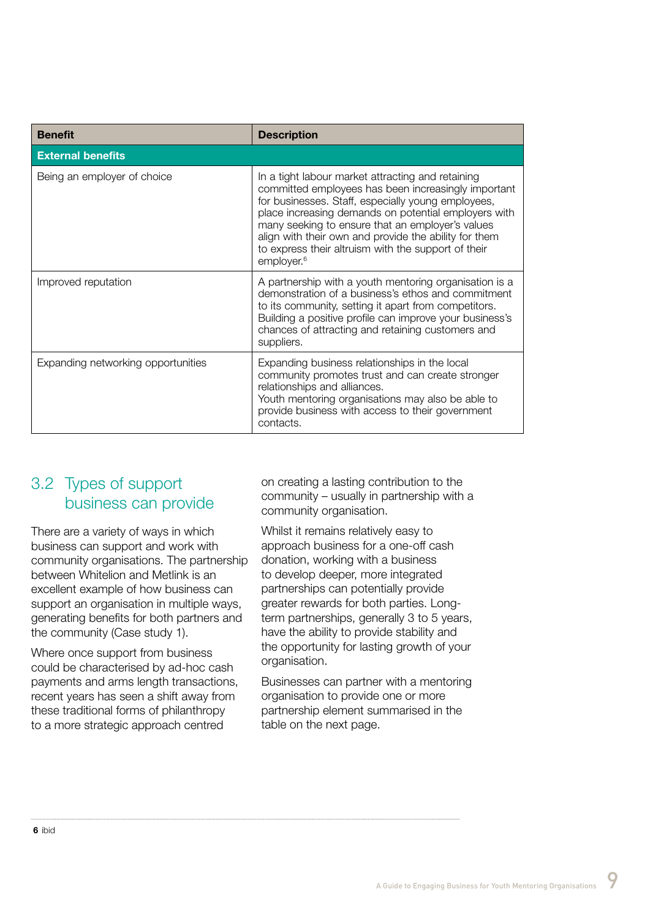| Benefit | Description |
|---|---|
| **External benefits** | |
| Being an employer of choice | In a tight labour market attracting and retaining committed employees has been increasingly important for businesses. Staff, especially young employees, place increasing demands on potential employers with many seeking to ensure that an employer's values align with their own and provide the ability for them to express their altruism with the support of their employer.[6] |
| Improved reputation | A partnership with a youth mentoring organisation is a demonstration of a business's ethos and commitment to its community, setting it apart from competitors. Building a positive profile can improve your business's chances of attracting and retaining customers and suppliers. |
| Expanding networking opportunities | Expanding business relationships in the local community promotes trust and can create stronger relationships and alliances. Youth mentoring organisations may also be able to provide business with access to their government contacts. |

## 3.2 Types of support business can provide

There are a variety of ways in which business can support and work with community organisations. The partnership between Whitelion and Metlink is an excellent example of how business can support an organisation in multiple ways, generating benefits for both partners and the community (Case study 1).

Where once support from business could be characterised by ad-hoc cash payments and arms length transactions, recent years has seen a shift away from these traditional forms of philanthropy to a more strategic approach centred on creating a lasting contribution to the community – usually in partnership with a community organisation.

Whilst it remains relatively easy to approach business for a one-off cash donation, working with a business to develop deeper, more integrated partnerships can potentially provide greater rewards for both parties. Long-term partnerships, generally 3 to 5 years, have the ability to provide stability and the opportunity for lasting growth of your organisation.

Businesses can partner with a mentoring organisation to provide one or more partnership element summarised in the table on the next page.

---

**6** ibid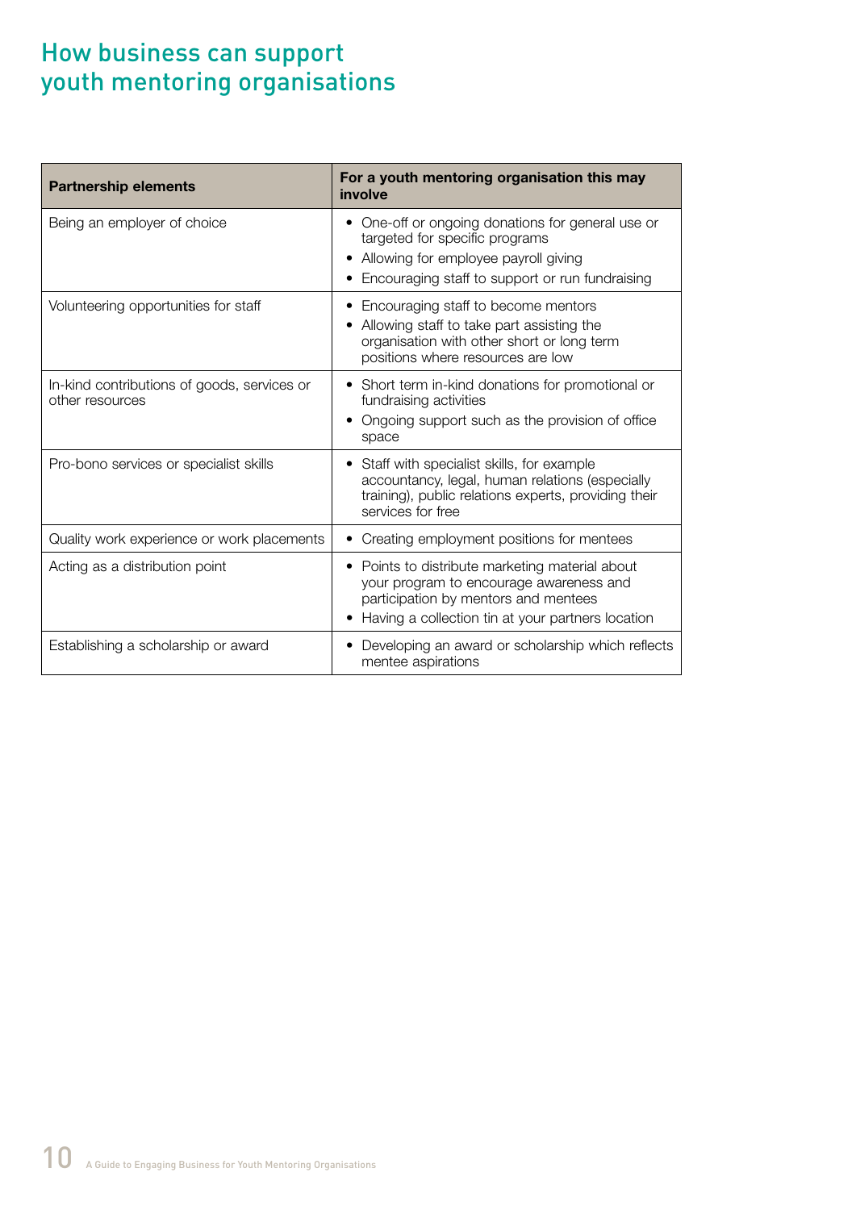# How business can support youth mentoring organisations

| Partnership elements | For a youth mentoring organisation this may involve |
|---|---|
| Being an employer of choice | • One-off or ongoing donations for general use or targeted for specific programs<br>• Allowing for employee payroll giving<br>• Encouraging staff to support or run fundraising |
| Volunteering opportunities for staff | • Encouraging staff to become mentors<br>• Allowing staff to take part assisting the organisation with other short or long term positions where resources are low |
| In-kind contributions of goods, services or other resources | • Short term in-kind donations for promotional or fundraising activities<br>• Ongoing support such as the provision of office space |
| Pro-bono services or specialist skills | • Staff with specialist skills, for example accountancy, legal, human relations (especially training), public relations experts, providing their services for free |
| Quality work experience or work placements | • Creating employment positions for mentees |
| Acting as a distribution point | • Points to distribute marketing material about your program to encourage awareness and participation by mentors and mentees<br>• Having a collection tin at your partners location |
| Establishing a scholarship or award | • Developing an award or scholarship which reflects mentee aspirations |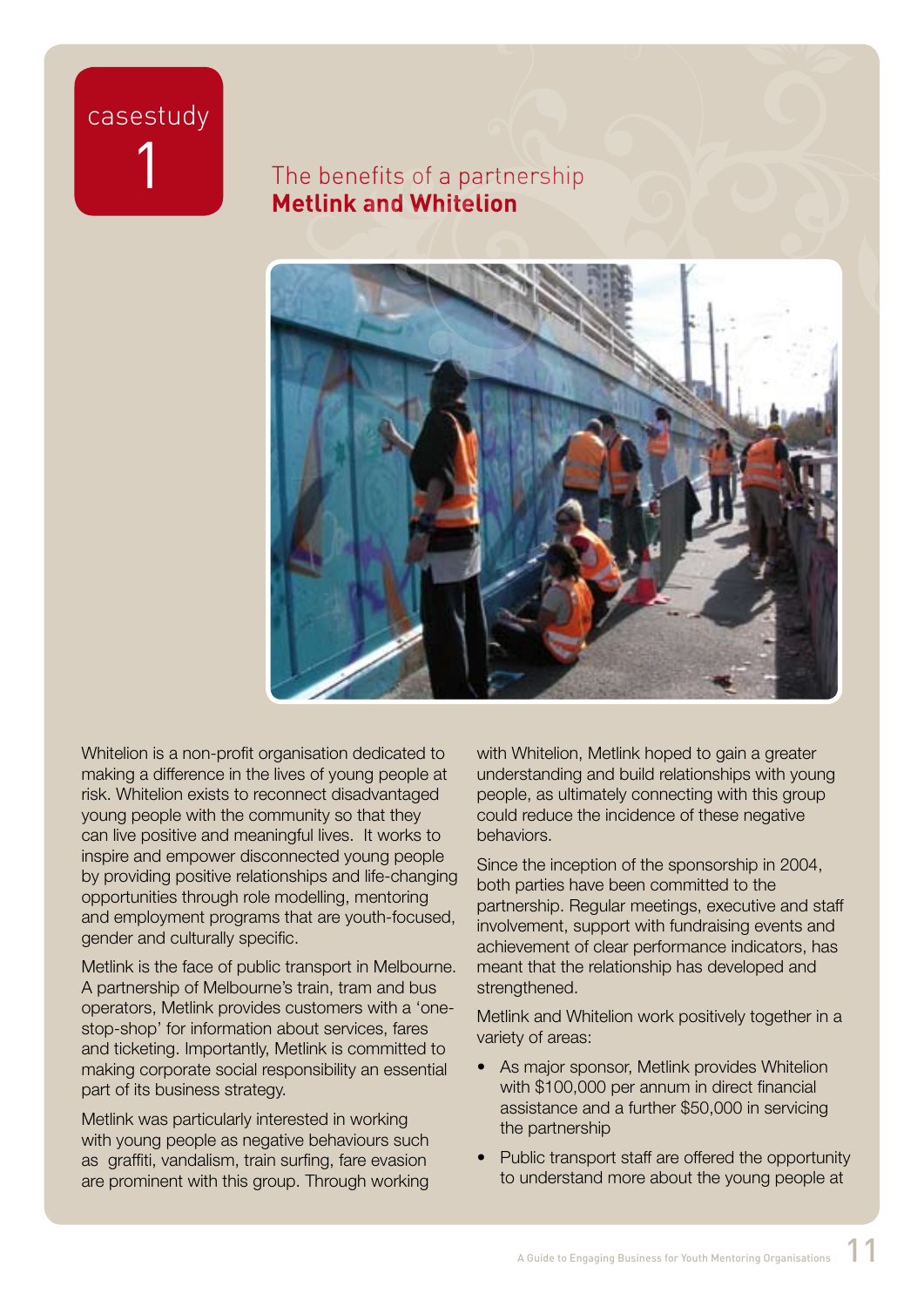casestudy 1

## The benefits of a partnership
## **Metlink and Whitelion**

Whitelion is a non-profit organisation dedicated to making a difference in the lives of young people at risk. Whitelion exists to reconnect disadvantaged young people with the community so that they can live positive and meaningful lives. It works to inspire and empower disconnected young people by providing positive relationships and life-changing opportunities through role modelling, mentoring and employment programs that are youth-focused, gender and culturally specific.

Metlink is the face of public transport in Melbourne. A partnership of Melbourne's train, tram and bus operators, Metlink provides customers with a 'one-stop-shop' for information about services, fares and ticketing. Importantly, Metlink is committed to making corporate social responsibility an essential part of its business strategy.

Metlink was particularly interested in working with young people as negative behaviours such as graffiti, vandalism, train surfing, fare evasion are prominent with this group. Through working with Whitelion, Metlink hoped to gain a greater understanding and build relationships with young people, as ultimately connecting with this group could reduce the incidence of these negative behaviors.

Since the inception of the sponsorship in 2004, both parties have been committed to the partnership. Regular meetings, executive and staff involvement, support with fundraising events and achievement of clear performance indicators, has meant that the relationship has developed and strengthened.

Metlink and Whitelion work positively together in a variety of areas:

- As major sponsor, Metlink provides Whitelion with $100,000 per annum in direct financial assistance and a further $50,000 in servicing the partnership
- Public transport staff are offered the opportunity to understand more about the young people at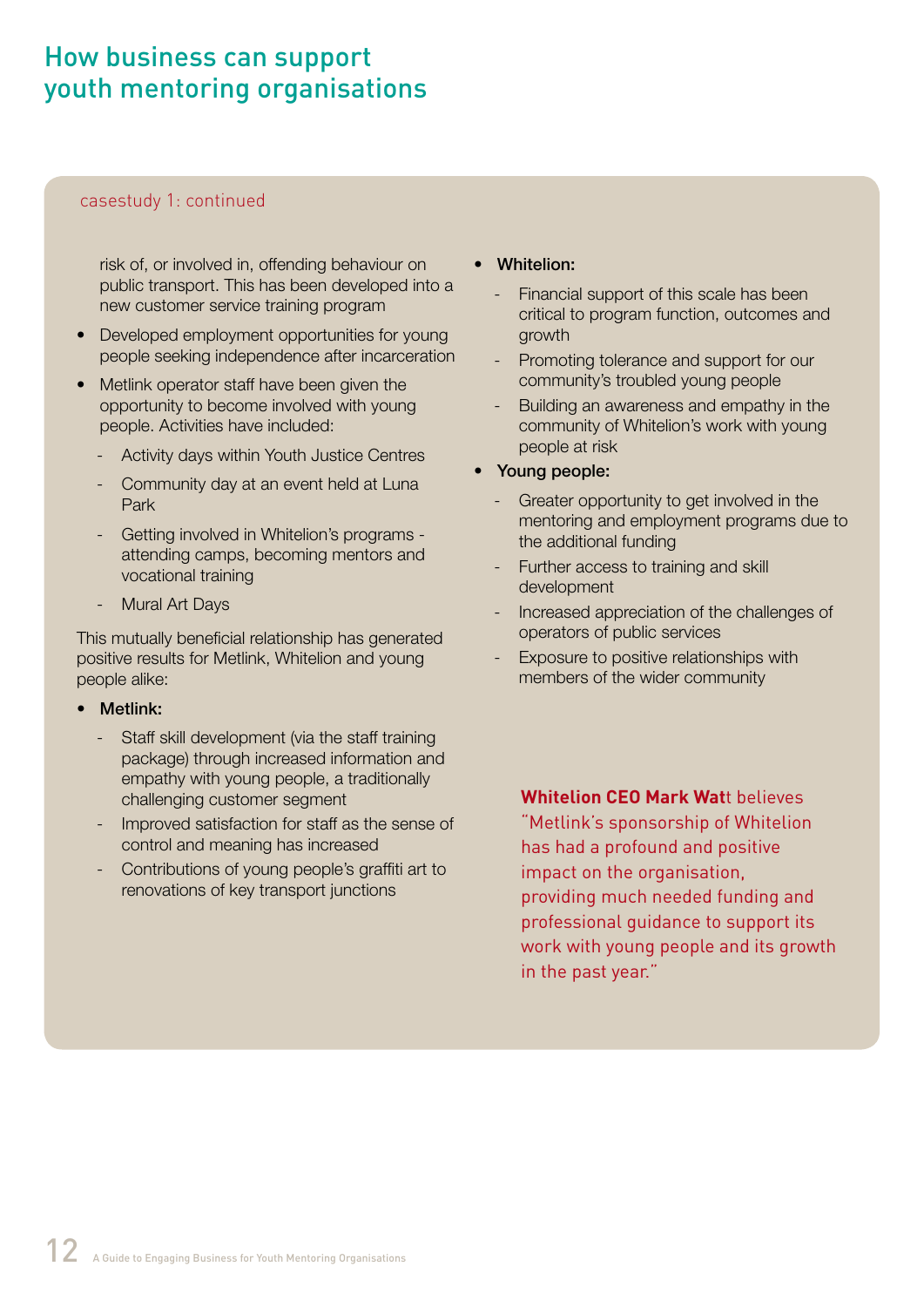## How business can support youth mentoring organisations

casestudy 1: continued

risk of, or involved in, offending behaviour on public transport. This has been developed into a new customer service training program

- Developed employment opportunities for young people seeking independence after incarceration
- Metlink operator staff have been given the opportunity to become involved with young people. Activities have included:
  - Activity days within Youth Justice Centres
  - Community day at an event held at Luna Park
  - Getting involved in Whitelion's programs - attending camps, becoming mentors and vocational training
  - Mural Art Days

This mutually beneficial relationship has generated positive results for Metlink, Whitelion and young people alike:

- **Metlink:**
  - Staff skill development (via the staff training package) through increased information and empathy with young people, a traditionally challenging customer segment
  - Improved satisfaction for staff as the sense of control and meaning has increased
  - Contributions of young people's graffiti art to renovations of key transport junctions
- **Whitelion:**
  - Financial support of this scale has been critical to program function, outcomes and growth
  - Promoting tolerance and support for our community's troubled young people
  - Building an awareness and empathy in the community of Whitelion's work with young people at risk
- **Young people:**
  - Greater opportunity to get involved in the mentoring and employment programs due to the additional funding
  - Further access to training and skill development
  - Increased appreciation of the challenges of operators of public services
  - Exposure to positive relationships with members of the wider community

**Whitelion CEO Mark Watt** believes "Metlink's sponsorship of Whitelion has had a profound and positive impact on the organisation, providing much needed funding and professional guidance to support its work with young people and its growth in the past year."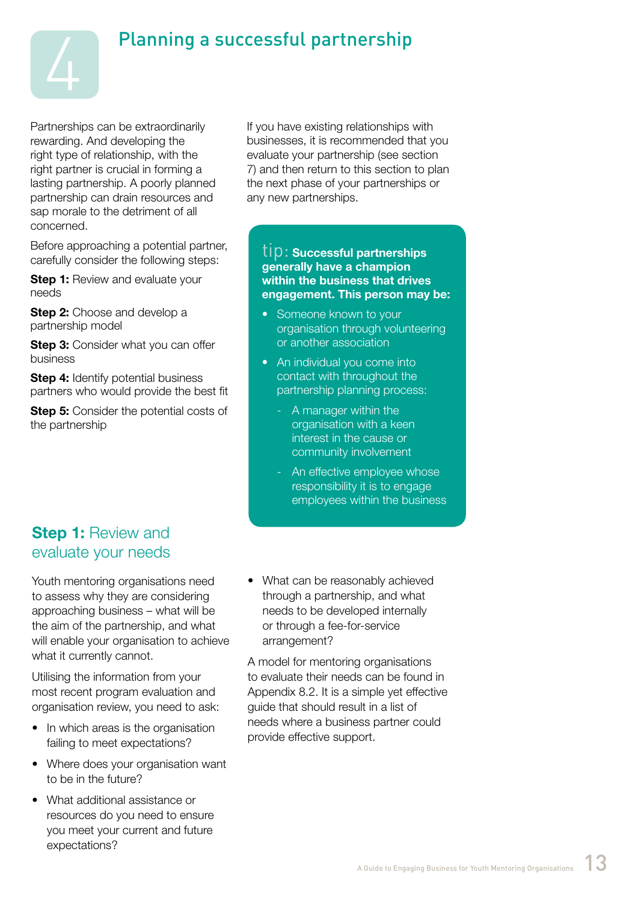# 4 Planning a successful partnership

Partnerships can be extraordinarily rewarding. And developing the right type of relationship, with the right partner is crucial in forming a lasting partnership. A poorly planned partnership can drain resources and sap morale to the detriment of all concerned.

Before approaching a potential partner, carefully consider the following steps:

**Step 1:** Review and evaluate your needs

**Step 2:** Choose and develop a partnership model

**Step 3:** Consider what you can offer business

**Step 4:** Identify potential business partners who would provide the best fit

**Step 5:** Consider the potential costs of the partnership

If you have existing relationships with businesses, it is recommended that you evaluate your partnership (see section 7) and then return to this section to plan the next phase of your partnerships or any new partnerships.

> tip: **Successful partnerships generally have a champion within the business that drives engagement. This person may be:**
>
> - Someone known to your organisation through volunteering or another association
> - An individual you come into contact with throughout the partnership planning process:
>   - A manager within the organisation with a keen interest in the cause or community involvement
>   - An effective employee whose responsibility it is to engage employees within the business

## Step 1: Review and evaluate your needs

Youth mentoring organisations need to assess why they are considering approaching business – what will be the aim of the partnership, and what will enable your organisation to achieve what it currently cannot.

Utilising the information from your most recent program evaluation and organisation review, you need to ask:

- In which areas is the organisation failing to meet expectations?
- Where does your organisation want to be in the future?
- What additional assistance or resources do you need to ensure you meet your current and future expectations?
- What can be reasonably achieved through a partnership, and what needs to be developed internally or through a fee-for-service arrangement?

A model for mentoring organisations to evaluate their needs can be found in Appendix 8.2. It is a simple yet effective guide that should result in a list of needs where a business partner could provide effective support.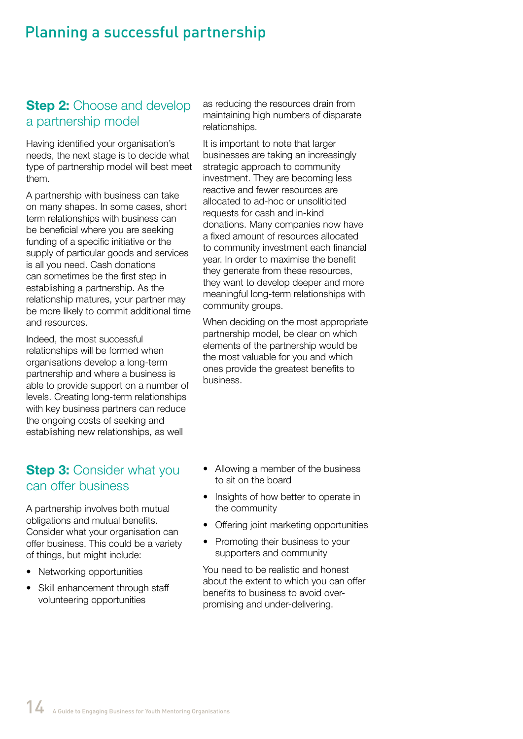# Planning a successful partnership

## **Step 2:** Choose and develop a partnership model

Having identified your organisation's needs, the next stage is to decide what type of partnership model will best meet them.

A partnership with business can take on many shapes. In some cases, short term relationships with business can be beneficial where you are seeking funding of a specific initiative or the supply of particular goods and services is all you need. Cash donations can sometimes be the first step in establishing a partnership. As the relationship matures, your partner may be more likely to commit additional time and resources.

Indeed, the most successful relationships will be formed when organisations develop a long-term partnership and where a business is able to provide support on a number of levels. Creating long-term relationships with key business partners can reduce the ongoing costs of seeking and establishing new relationships, as well as reducing the resources drain from maintaining high numbers of disparate relationships.

It is important to note that larger businesses are taking an increasingly strategic approach to community investment. They are becoming less reactive and fewer resources are allocated to ad-hoc or unsoliticited requests for cash and in-kind donations. Many companies now have a fixed amount of resources allocated to community investment each financial year. In order to maximise the benefit they generate from these resources, they want to develop deeper and more meaningful long-term relationships with community groups.

When deciding on the most appropriate partnership model, be clear on which elements of the partnership would be the most valuable for you and which ones provide the greatest benefits to business.

## **Step 3:** Consider what you can offer business

A partnership involves both mutual obligations and mutual benefits. Consider what your organisation can offer business. This could be a variety of things, but might include:

- Networking opportunities
- Skill enhancement through staff volunteering opportunities
- Allowing a member of the business to sit on the board
- Insights of how better to operate in the community
- Offering joint marketing opportunities
- Promoting their business to your supporters and community

You need to be realistic and honest about the extent to which you can offer benefits to business to avoid over-promising and under-delivering.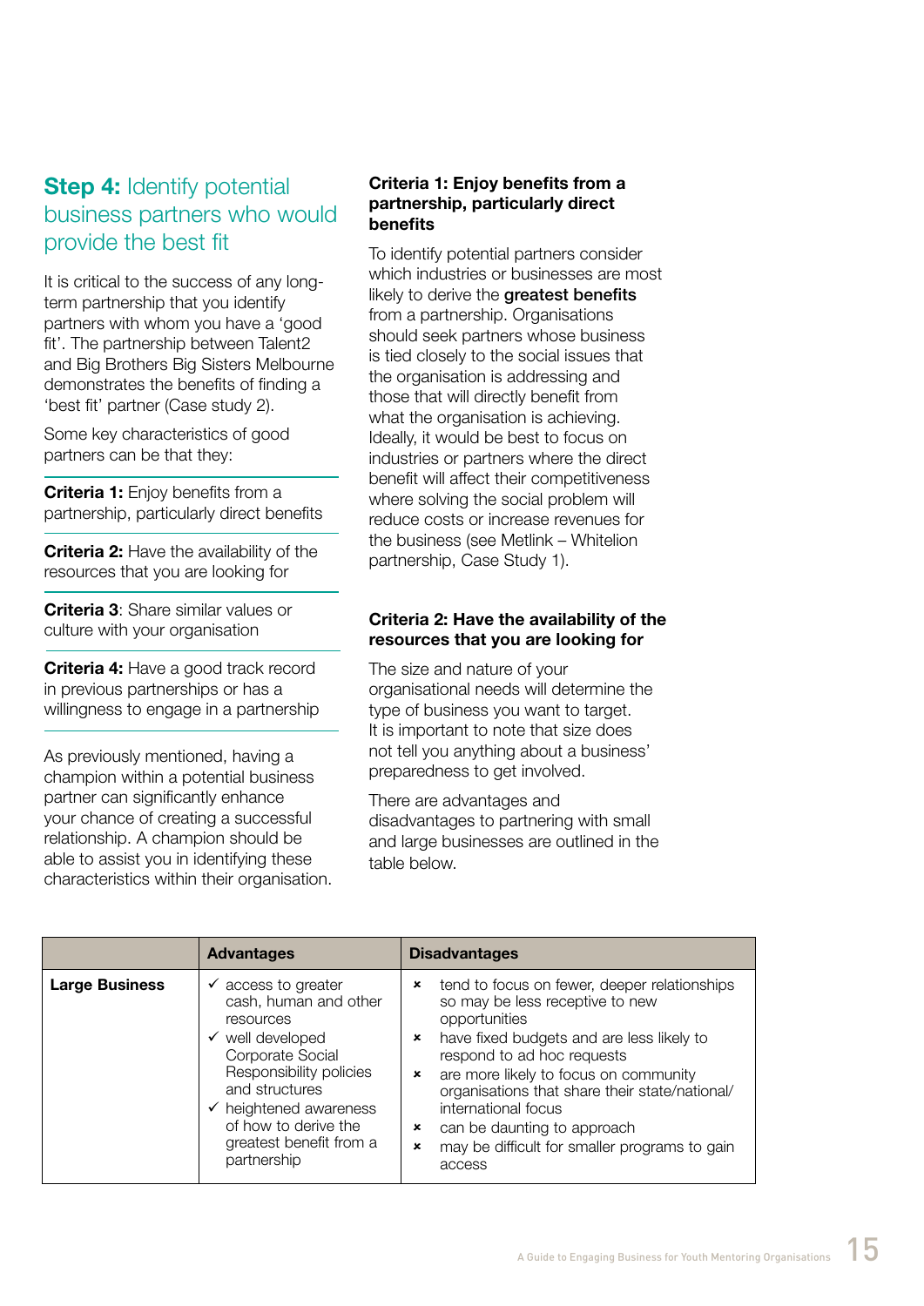## **Step 4:** Identify potential business partners who would provide the best fit

It is critical to the success of any long-term partnership that you identify partners with whom you have a 'good fit'. The partnership between Talent2 and Big Brothers Big Sisters Melbourne demonstrates the benefits of finding a 'best fit' partner (Case study 2).

Some key characteristics of good partners can be that they:

**Criteria 1:** Enjoy benefits from a partnership, particularly direct benefits

**Criteria 2:** Have the availability of the resources that you are looking for

**Criteria 3**: Share similar values or culture with your organisation

**Criteria 4:** Have a good track record in previous partnerships or has a willingness to engage in a partnership

As previously mentioned, having a champion within a potential business partner can significantly enhance your chance of creating a successful relationship. A champion should be able to assist you in identifying these characteristics within their organisation.

### Criteria 1: Enjoy benefits from a partnership, particularly direct benefits

To identify potential partners consider which industries or businesses are most likely to derive the **greatest benefits** from a partnership. Organisations should seek partners whose business is tied closely to the social issues that the organisation is addressing and those that will directly benefit from what the organisation is achieving. Ideally, it would be best to focus on industries or partners where the direct benefit will affect their competitiveness where solving the social problem will reduce costs or increase revenues for the business (see Metlink – Whitelion partnership, Case Study 1).

### Criteria 2: Have the availability of the resources that you are looking for

The size and nature of your organisational needs will determine the type of business you want to target. It is important to note that size does not tell you anything about a business' preparedness to get involved.

There are advantages and disadvantages to partnering with small and large businesses are outlined in the table below.

| | Advantages | Disadvantages |
|---|---|---|
| **Large Business** | ✓ access to greater cash, human and other resources<br>✓ well developed Corporate Social Responsibility policies and structures<br>✓ heightened awareness of how to derive the greatest benefit from a partnership | ✗ tend to focus on fewer, deeper relationships so may be less receptive to new opportunities<br>✗ have fixed budgets and are less likely to respond to ad hoc requests<br>✗ are more likely to focus on community organisations that share their state/national/international focus<br>✗ can be daunting to approach<br>✗ may be difficult for smaller programs to gain access |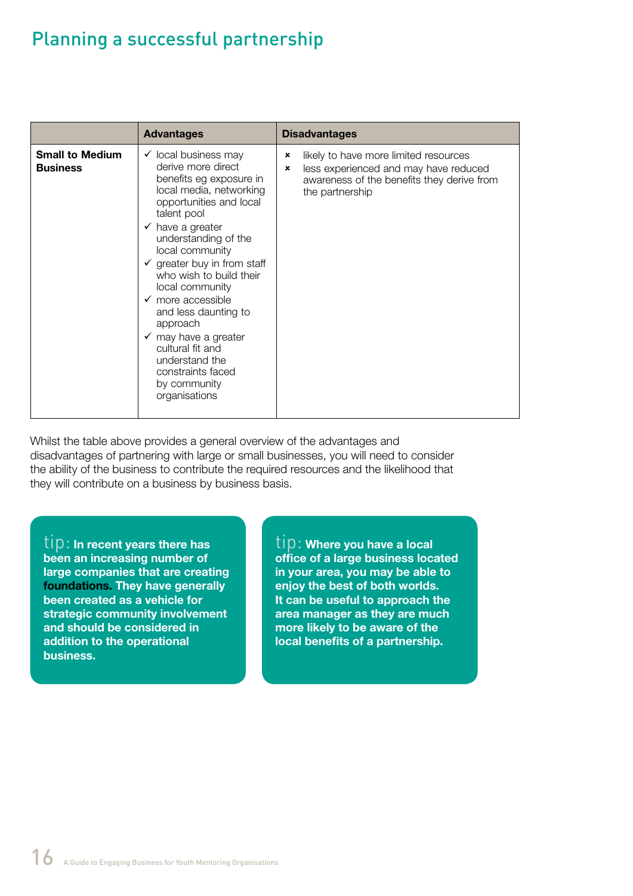## Planning a successful partnership

| | Advantages | Disadvantages |
|---|---|---|
| **Small to Medium Business** | ✓ local business may derive more direct benefits eg exposure in local media, networking opportunities and local talent pool<br>✓ have a greater understanding of the local community<br>✓ greater buy in from staff who wish to build their local community<br>✓ more accessible and less daunting to approach<br>✓ may have a greater cultural fit and understand the constraints faced by community organisations | × likely to have more limited resources<br>× less experienced and may have reduced awareness of the benefits they derive from the partnership |

Whilst the table above provides a general overview of the advantages and disadvantages of partnering with large or small businesses, you will need to consider the ability of the business to contribute the required resources and the likelihood that they will contribute on a business by business basis.

tip: **In recent years there has been an increasing number of large companies that are creating foundations. They have generally been created as a vehicle for strategic community involvement and should be considered in addition to the operational business.**

tip: **Where you have a local office of a large business located in your area, you may be able to enjoy the best of both worlds. It can be useful to approach the area manager as they are much more likely to be aware of the local benefits of a partnership.**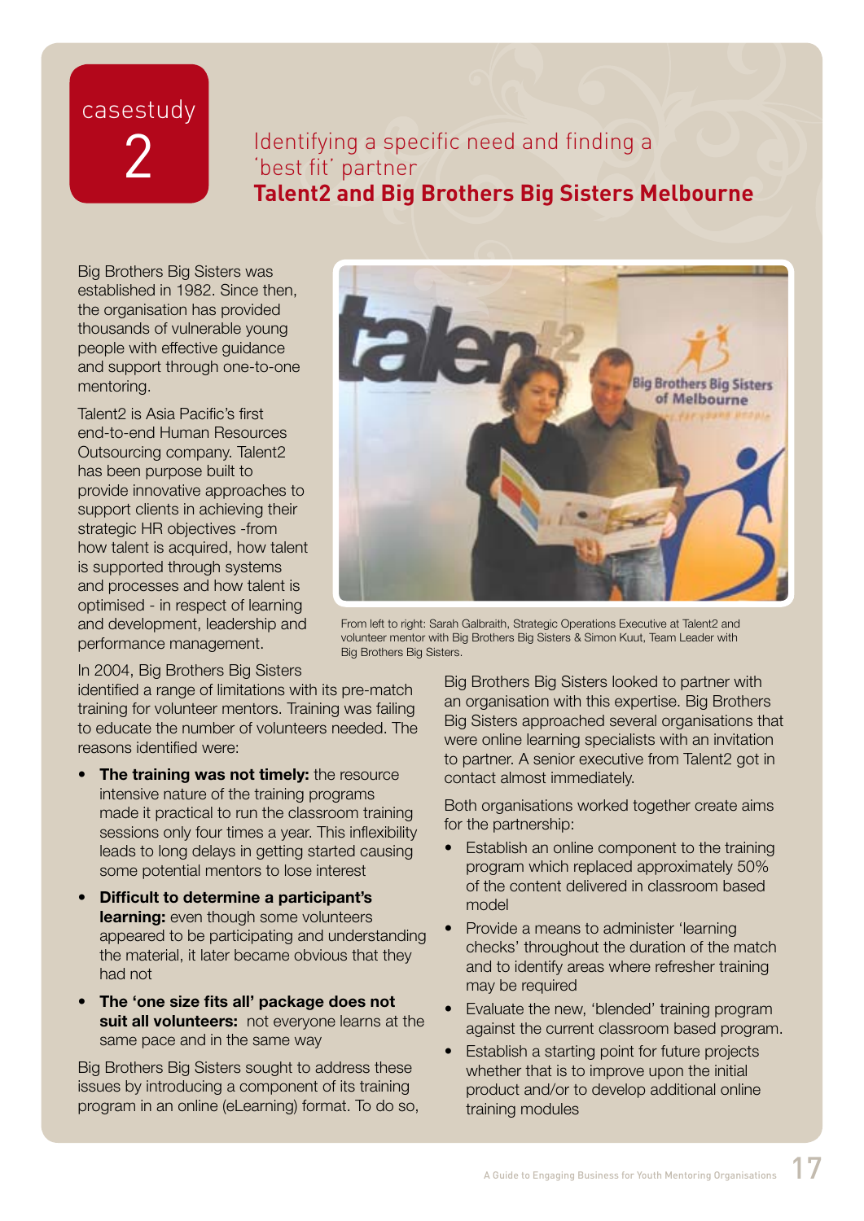casestudy 2

# Identifying a specific need and finding a 'best fit' partner

## Talent2 and Big Brothers Big Sisters Melbourne

Big Brothers Big Sisters was established in 1982. Since then, the organisation has provided thousands of vulnerable young people with effective guidance and support through one-to-one mentoring.

Talent2 is Asia Pacific's first end-to-end Human Resources Outsourcing company. Talent2 has been purpose built to provide innovative approaches to support clients in achieving their strategic HR objectives -from how talent is acquired, how talent is supported through systems and processes and how talent is optimised - in respect of learning and development, leadership and performance management.

From left to right: Sarah Galbraith, Strategic Operations Executive at Talent2 and volunteer mentor with Big Brothers Big Sisters & Simon Kuut, Team Leader with Big Brothers Big Sisters.

In 2004, Big Brothers Big Sisters identified a range of limitations with its pre-match training for volunteer mentors. Training was failing to educate the number of volunteers needed. The reasons identified were:

- **The training was not timely:** the resource intensive nature of the training programs made it practical to run the classroom training sessions only four times a year. This inflexibility leads to long delays in getting started causing some potential mentors to lose interest
- **Difficult to determine a participant's learning:** even though some volunteers appeared to be participating and understanding the material, it later became obvious that they had not
- **The 'one size fits all' package does not suit all volunteers:** not everyone learns at the same pace and in the same way

Big Brothers Big Sisters sought to address these issues by introducing a component of its training program in an online (eLearning) format. To do so, Big Brothers Big Sisters looked to partner with an organisation with this expertise. Big Brothers Big Sisters approached several organisations that were online learning specialists with an invitation to partner. A senior executive from Talent2 got in contact almost immediately.

Both organisations worked together create aims for the partnership:

- Establish an online component to the training program which replaced approximately 50% of the content delivered in classroom based model
- Provide a means to administer 'learning checks' throughout the duration of the match and to identify areas where refresher training may be required
- Evaluate the new, 'blended' training program against the current classroom based program.
- Establish a starting point for future projects whether that is to improve upon the initial product and/or to develop additional online training modules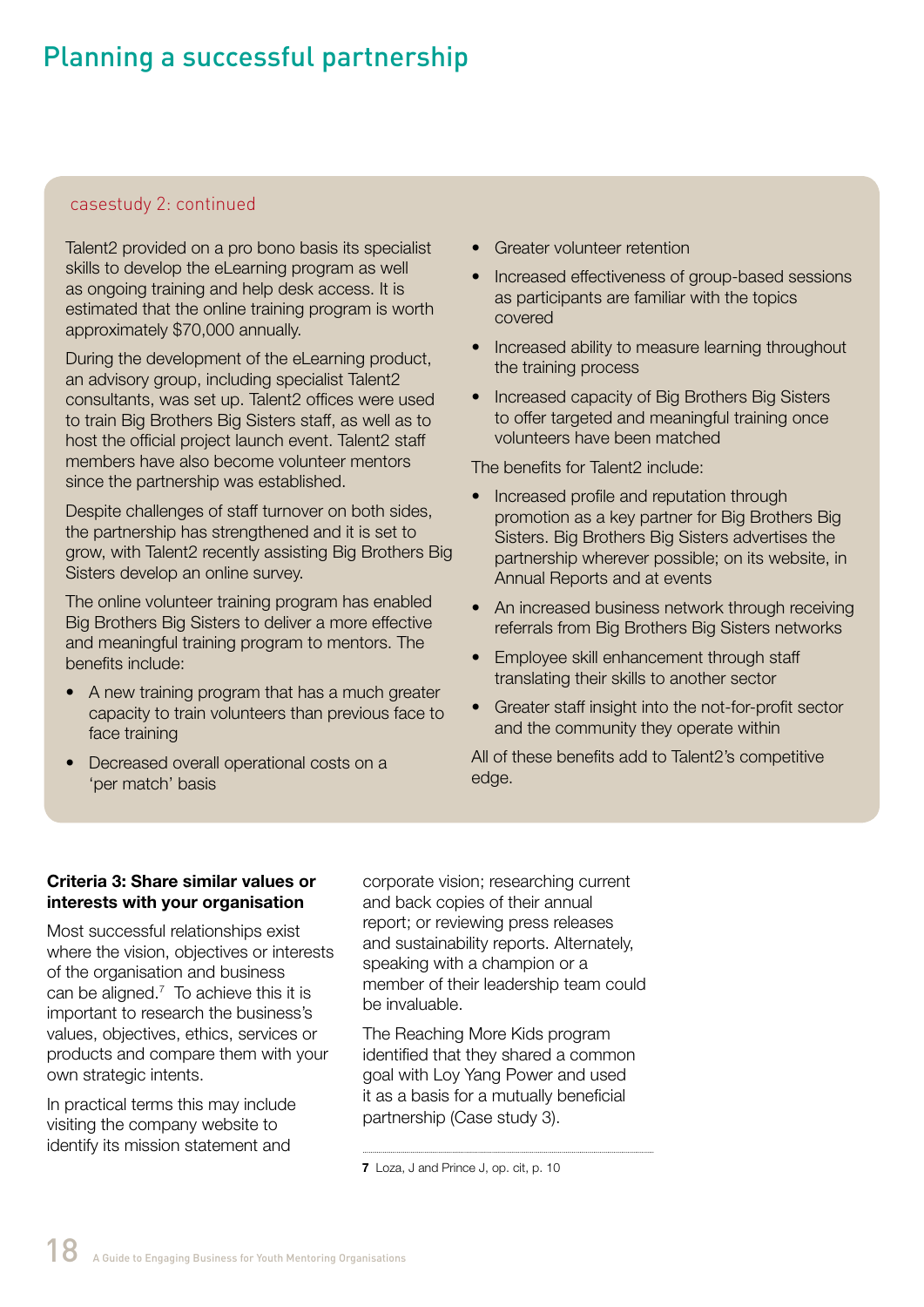## Planning a successful partnership

### casestudy 2: continued

Talent2 provided on a pro bono basis its specialist skills to develop the eLearning program as well as ongoing training and help desk access. It is estimated that the online training program is worth approximately $70,000 annually.

During the development of the eLearning product, an advisory group, including specialist Talent2 consultants, was set up. Talent2 offices were used to train Big Brothers Big Sisters staff, as well as to host the official project launch event. Talent2 staff members have also become volunteer mentors since the partnership was established.

Despite challenges of staff turnover on both sides, the partnership has strengthened and it is set to grow, with Talent2 recently assisting Big Brothers Big Sisters develop an online survey.

The online volunteer training program has enabled Big Brothers Big Sisters to deliver a more effective and meaningful training program to mentors. The benefits include:

- A new training program that has a much greater capacity to train volunteers than previous face to face training
- Decreased overall operational costs on a 'per match' basis
- Greater volunteer retention
- Increased effectiveness of group-based sessions as participants are familiar with the topics covered
- Increased ability to measure learning throughout the training process
- Increased capacity of Big Brothers Big Sisters to offer targeted and meaningful training once volunteers have been matched

The benefits for Talent2 include:

- Increased profile and reputation through promotion as a key partner for Big Brothers Big Sisters. Big Brothers Big Sisters advertises the partnership wherever possible; on its website, in Annual Reports and at events
- An increased business network through receiving referrals from Big Brothers Big Sisters networks
- Employee skill enhancement through staff translating their skills to another sector
- Greater staff insight into the not-for-profit sector and the community they operate within

All of these benefits add to Talent2's competitive edge.

**Criteria 3: Share similar values or interests with your organisation**

Most successful relationships exist where the vision, objectives or interests of the organisation and business can be aligned.[7] To achieve this it is important to research the business's values, objectives, ethics, services or products and compare them with your own strategic intents.

In practical terms this may include visiting the company website to identify its mission statement and corporate vision; researching current and back copies of their annual report; or reviewing press releases and sustainability reports. Alternately, speaking with a champion or a member of their leadership team could be invaluable.

The Reaching More Kids program identified that they shared a common goal with Loy Yang Power and used it as a basis for a mutually beneficial partnership (Case study 3).

**7** Loza, J and Prince J, op. cit, p. 10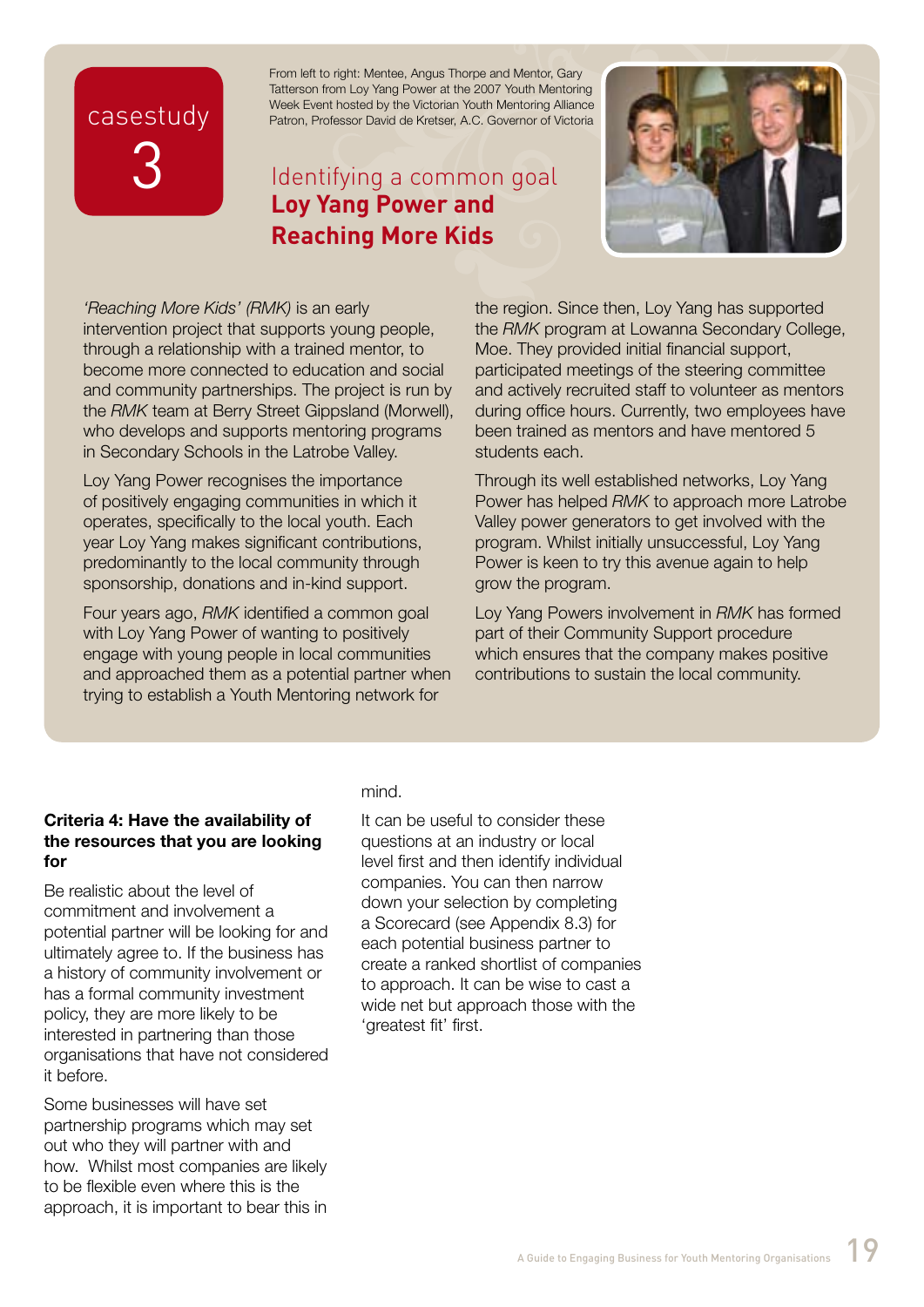## casestudy 3

From left to right: Mentee, Angus Thorpe and Mentor, Gary Tatterson from Loy Yang Power at the 2007 Youth Mentoring Week Event hosted by the Victorian Youth Mentoring Alliance Patron, Professor David de Kretser, A.C. Governor of Victoria

### Identifying a common goal
### **Loy Yang Power and Reaching More Kids**

*'Reaching More Kids' (RMK)* is an early intervention project that supports young people, through a relationship with a trained mentor, to become more connected to education and social and community partnerships. The project is run by the *RMK* team at Berry Street Gippsland (Morwell), who develops and supports mentoring programs in Secondary Schools in the Latrobe Valley.

Loy Yang Power recognises the importance of positively engaging communities in which it operates, specifically to the local youth. Each year Loy Yang makes significant contributions, predominantly to the local community through sponsorship, donations and in-kind support.

Four years ago, *RMK* identified a common goal with Loy Yang Power of wanting to positively engage with young people in local communities and approached them as a potential partner when trying to establish a Youth Mentoring network for the region. Since then, Loy Yang has supported the *RMK* program at Lowanna Secondary College, Moe. They provided initial financial support, participated meetings of the steering committee and actively recruited staff to volunteer as mentors during office hours. Currently, two employees have been trained as mentors and have mentored 5 students each.

Through its well established networks, Loy Yang Power has helped *RMK* to approach more Latrobe Valley power generators to get involved with the program. Whilst initially unsuccessful, Loy Yang Power is keen to try this avenue again to help grow the program.

Loy Yang Powers involvement in *RMK* has formed part of their Community Support procedure which ensures that the company makes positive contributions to sustain the local community.

**Criteria 4: Have the availability of the resources that you are looking for**

Be realistic about the level of commitment and involvement a potential partner will be looking for and ultimately agree to. If the business has a history of community involvement or has a formal community investment policy, they are more likely to be interested in partnering than those organisations that have not considered it before.

Some businesses will have set partnership programs which may set out who they will partner with and how. Whilst most companies are likely to be flexible even where this is the approach, it is important to bear this in mind.

It can be useful to consider these questions at an industry or local level first and then identify individual companies. You can then narrow down your selection by completing a Scorecard (see Appendix 8.3) for each potential business partner to create a ranked shortlist of companies to approach. It can be wise to cast a wide net but approach those with the 'greatest fit' first.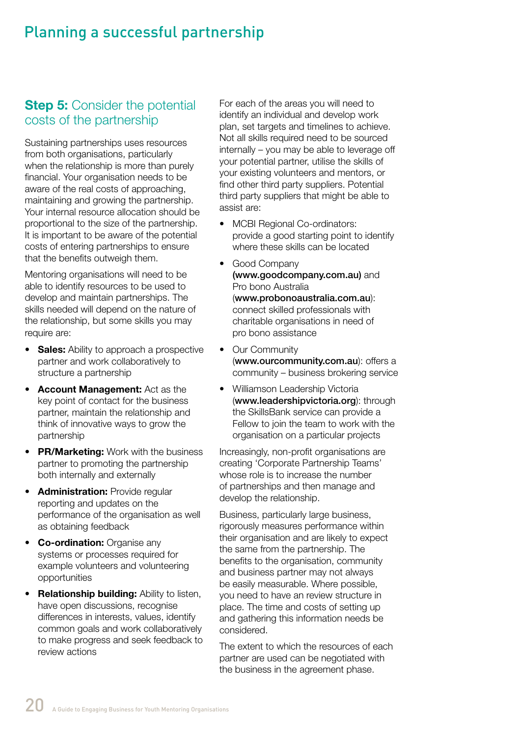# Planning a successful partnership

## **Step 5:** Consider the potential costs of the partnership

Sustaining partnerships uses resources from both organisations, particularly when the relationship is more than purely financial. Your organisation needs to be aware of the real costs of approaching, maintaining and growing the partnership. Your internal resource allocation should be proportional to the size of the partnership. It is important to be aware of the potential costs of entering partnerships to ensure that the benefits outweigh them.

Mentoring organisations will need to be able to identify resources to be used to develop and maintain partnerships. The skills needed will depend on the nature of the relationship, but some skills you may require are:

- **Sales:** Ability to approach a prospective partner and work collaboratively to structure a partnership
- **Account Management:** Act as the key point of contact for the business partner, maintain the relationship and think of innovative ways to grow the partnership
- **PR/Marketing:** Work with the business partner to promoting the partnership both internally and externally
- **Administration:** Provide regular reporting and updates on the performance of the organisation as well as obtaining feedback
- **Co-ordination:** Organise any systems or processes required for example volunteers and volunteering opportunities
- **Relationship building:** Ability to listen, have open discussions, recognise differences in interests, values, identify common goals and work collaboratively to make progress and seek feedback to review actions

For each of the areas you will need to identify an individual and develop work plan, set targets and timelines to achieve. Not all skills required need to be sourced internally – you may be able to leverage off your potential partner, utilise the skills of your existing volunteers and mentors, or find other third party suppliers. Potential third party suppliers that might be able to assist are:

- MCBI Regional Co-ordinators: provide a good starting point to identify where these skills can be located
- Good Company **(www.goodcompany.com.au)** and Pro bono Australia (**www.probonoaustralia.com.au**): connect skilled professionals with charitable organisations in need of pro bono assistance
- Our Community (**www.ourcommunity.com.au**): offers a community – business brokering service
- Williamson Leadership Victoria (**www.leadershipvictoria.org**): through the SkillsBank service can provide a Fellow to join the team to work with the organisation on a particular projects

Increasingly, non-profit organisations are creating 'Corporate Partnership Teams' whose role is to increase the number of partnerships and then manage and develop the relationship.

Business, particularly large business, rigorously measures performance within their organisation and are likely to expect the same from the partnership. The benefits to the organisation, community and business partner may not always be easily measurable. Where possible, you need to have an review structure in place. The time and costs of setting up and gathering this information needs be considered.

The extent to which the resources of each partner are used can be negotiated with the business in the agreement phase.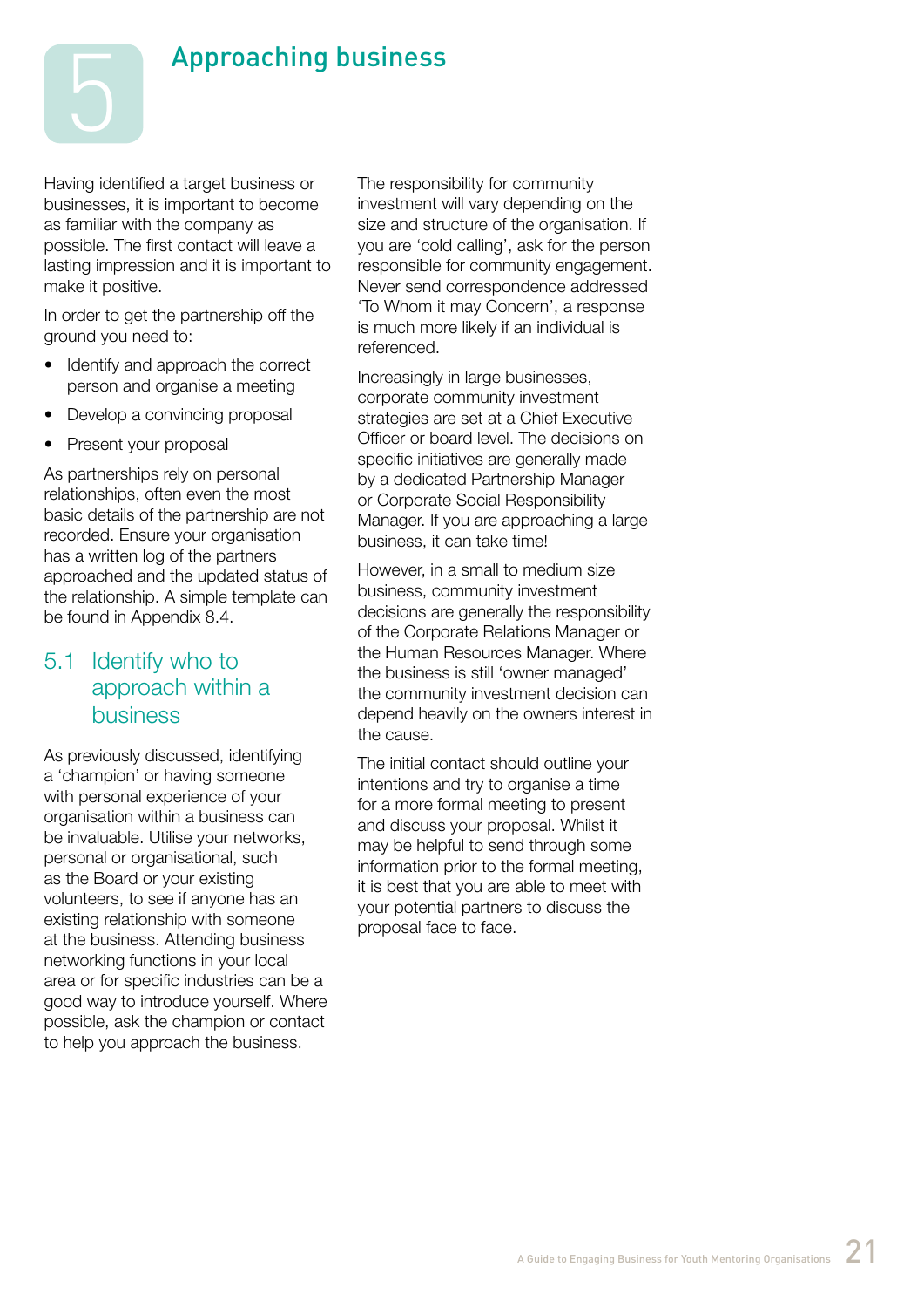# 5 Approaching business

Having identified a target business or businesses, it is important to become as familiar with the company as possible. The first contact will leave a lasting impression and it is important to make it positive.

In order to get the partnership off the ground you need to:

- Identify and approach the correct person and organise a meeting
- Develop a convincing proposal
- Present your proposal

As partnerships rely on personal relationships, often even the most basic details of the partnership are not recorded. Ensure your organisation has a written log of the partners approached and the updated status of the relationship. A simple template can be found in Appendix 8.4.

## 5.1 Identify who to approach within a business

As previously discussed, identifying a 'champion' or having someone with personal experience of your organisation within a business can be invaluable. Utilise your networks, personal or organisational, such as the Board or your existing volunteers, to see if anyone has an existing relationship with someone at the business. Attending business networking functions in your local area or for specific industries can be a good way to introduce yourself. Where possible, ask the champion or contact to help you approach the business.

The responsibility for community investment will vary depending on the size and structure of the organisation. If you are 'cold calling', ask for the person responsible for community engagement. Never send correspondence addressed 'To Whom it may Concern', a response is much more likely if an individual is referenced.

Increasingly in large businesses, corporate community investment strategies are set at a Chief Executive Officer or board level. The decisions on specific initiatives are generally made by a dedicated Partnership Manager or Corporate Social Responsibility Manager. If you are approaching a large business, it can take time!

However, in a small to medium size business, community investment decisions are generally the responsibility of the Corporate Relations Manager or the Human Resources Manager. Where the business is still 'owner managed' the community investment decision can depend heavily on the owners interest in the cause.

The initial contact should outline your intentions and try to organise a time for a more formal meeting to present and discuss your proposal. Whilst it may be helpful to send through some information prior to the formal meeting, it is best that you are able to meet with your potential partners to discuss the proposal face to face.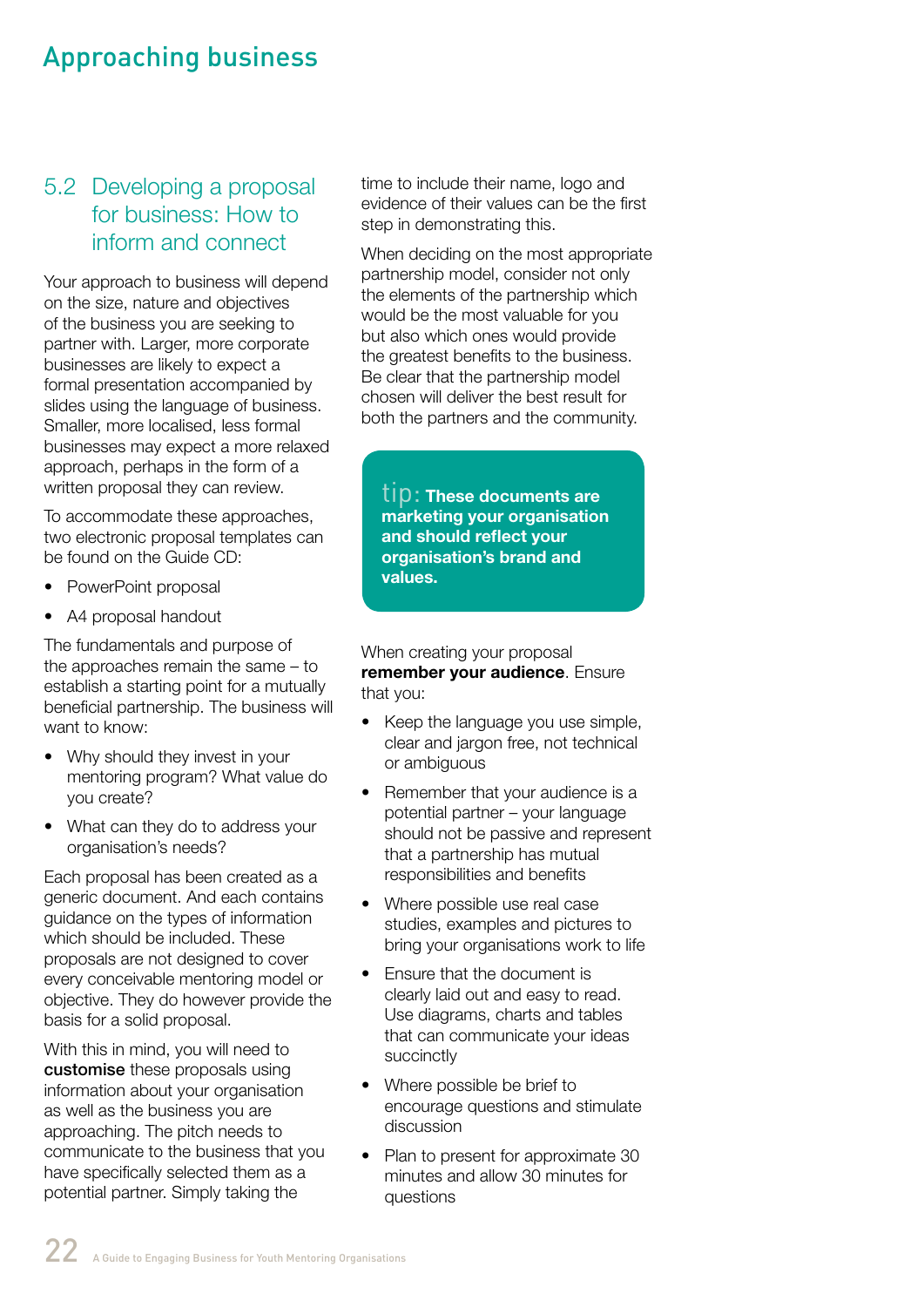# Approaching business

## 5.2 Developing a proposal for business: How to inform and connect

Your approach to business will depend on the size, nature and objectives of the business you are seeking to partner with. Larger, more corporate businesses are likely to expect a formal presentation accompanied by slides using the language of business. Smaller, more localised, less formal businesses may expect a more relaxed approach, perhaps in the form of a written proposal they can review.

To accommodate these approaches, two electronic proposal templates can be found on the Guide CD:

- PowerPoint proposal
- A4 proposal handout

The fundamentals and purpose of the approaches remain the same – to establish a starting point for a mutually beneficial partnership. The business will want to know:

- Why should they invest in your mentoring program? What value do you create?
- What can they do to address your organisation's needs?

Each proposal has been created as a generic document. And each contains guidance on the types of information which should be included. These proposals are not designed to cover every conceivable mentoring model or objective. They do however provide the basis for a solid proposal.

With this in mind, you will need to **customise** these proposals using information about your organisation as well as the business you are approaching. The pitch needs to communicate to the business that you have specifically selected them as a potential partner. Simply taking the time to include their name, logo and evidence of their values can be the first step in demonstrating this.

When deciding on the most appropriate partnership model, consider not only the elements of the partnership which would be the most valuable for you but also which ones would provide the greatest benefits to the business. Be clear that the partnership model chosen will deliver the best result for both the partners and the community.

> tip: **These documents are marketing your organisation and should reflect your organisation's brand and values.**

When creating your proposal **remember your audience**. Ensure that you:

- Keep the language you use simple, clear and jargon free, not technical or ambiguous
- Remember that your audience is a potential partner – your language should not be passive and represent that a partnership has mutual responsibilities and benefits
- Where possible use real case studies, examples and pictures to bring your organisations work to life
- Ensure that the document is clearly laid out and easy to read. Use diagrams, charts and tables that can communicate your ideas succinctly
- Where possible be brief to encourage questions and stimulate discussion
- Plan to present for approximate 30 minutes and allow 30 minutes for questions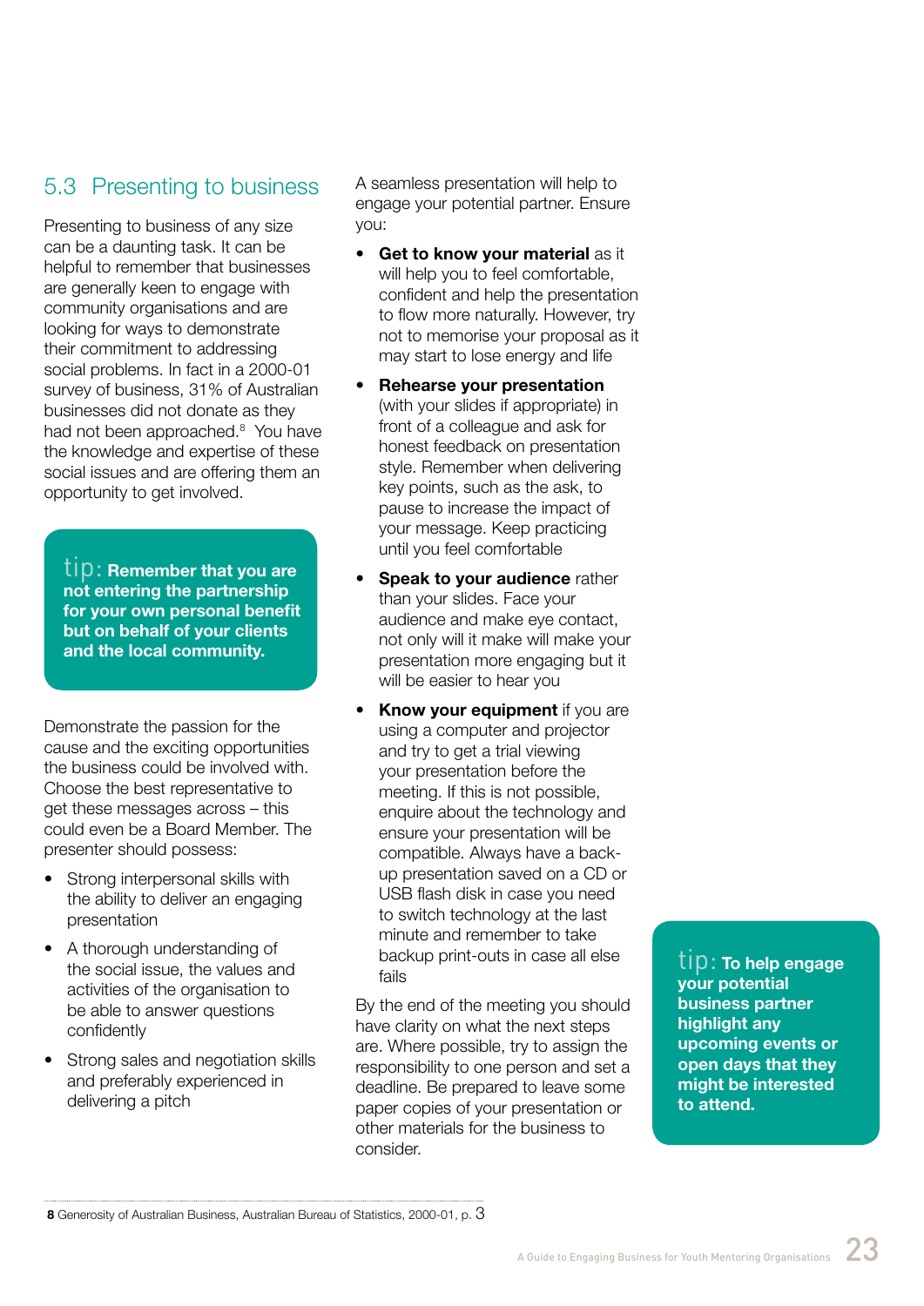## 5.3 Presenting to business

Presenting to business of any size can be a daunting task. It can be helpful to remember that businesses are generally keen to engage with community organisations and are looking for ways to demonstrate their commitment to addressing social problems. In fact in a 2000-01 survey of business, 31% of Australian businesses did not donate as they had not been approached.[8] You have the knowledge and expertise of these social issues and are offering them an opportunity to get involved.

> tip: **Remember that you are not entering the partnership for your own personal benefit but on behalf of your clients and the local community.**

Demonstrate the passion for the cause and the exciting opportunities the business could be involved with. Choose the best representative to get these messages across – this could even be a Board Member. The presenter should possess:

- Strong interpersonal skills with the ability to deliver an engaging presentation
- A thorough understanding of the social issue, the values and activities of the organisation to be able to answer questions confidently
- Strong sales and negotiation skills and preferably experienced in delivering a pitch

A seamless presentation will help to engage your potential partner. Ensure you:

- **Get to know your material** as it will help you to feel comfortable, confident and help the presentation to flow more naturally. However, try not to memorise your proposal as it may start to lose energy and life
- **Rehearse your presentation** (with your slides if appropriate) in front of a colleague and ask for honest feedback on presentation style. Remember when delivering key points, such as the ask, to pause to increase the impact of your message. Keep practicing until you feel comfortable
- **Speak to your audience** rather than your slides. Face your audience and make eye contact, not only will it make will make your presentation more engaging but it will be easier to hear you
- **Know your equipment** if you are using a computer and projector and try to get a trial viewing your presentation before the meeting. If this is not possible, enquire about the technology and ensure your presentation will be compatible. Always have a back-up presentation saved on a CD or USB flash disk in case you need to switch technology at the last minute and remember to take backup print-outs in case all else fails

By the end of the meeting you should have clarity on what the next steps are. Where possible, try to assign the responsibility to one person and set a deadline. Be prepared to leave some paper copies of your presentation or other materials for the business to consider.

> tip: **To help engage your potential business partner highlight any upcoming events or open days that they might be interested to attend.**

---

**8** Generosity of Australian Business, Australian Bureau of Statistics, 2000-01, p. 3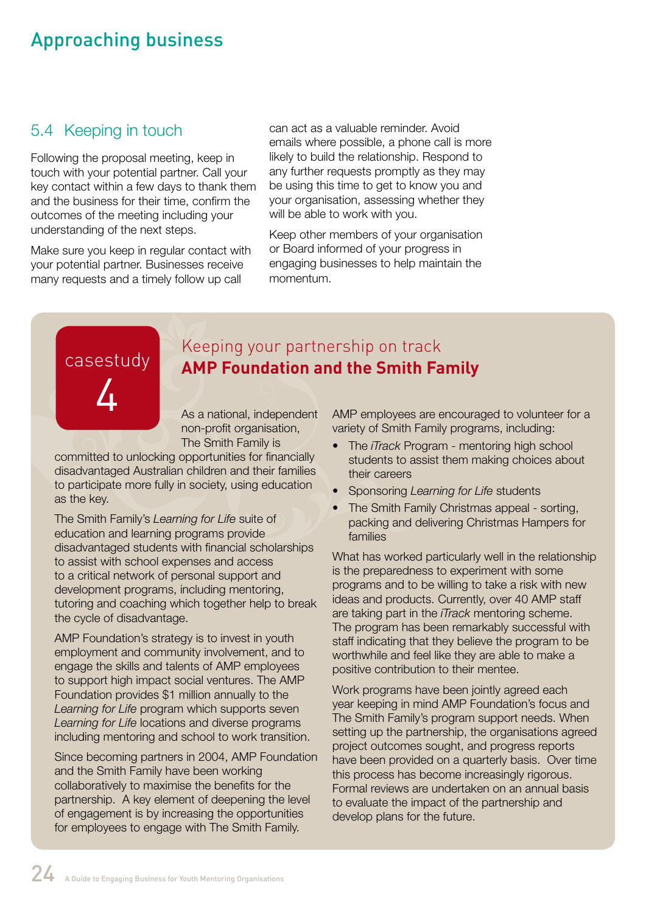## 5.4 Keeping in touch

Following the proposal meeting, keep in touch with your potential partner. Call your key contact within a few days to thank them and the business for their time, confirm the outcomes of the meeting including your understanding of the next steps.

Make sure you keep in regular contact with your potential partner. Businesses receive many requests and a timely follow up call can act as a valuable reminder. Avoid emails where possible, a phone call is more likely to build the relationship. Respond to any further requests promptly as they may be using this time to get to know you and your organisation, assessing whether they will be able to work with you.

Keep other members of your organisation or Board informed of your progress in engaging businesses to help maintain the momentum.

casestudy 4

### Keeping your partnership on track
### **AMP Foundation and the Smith Family**

As a national, independent non-profit organisation, The Smith Family is committed to unlocking opportunities for financially disadvantaged Australian children and their families to participate more fully in society, using education as the key.

The Smith Family's *Learning for Life* suite of education and learning programs provide disadvantaged students with financial scholarships to assist with school expenses and access to a critical network of personal support and development programs, including mentoring, tutoring and coaching which together help to break the cycle of disadvantage.

AMP Foundation's strategy is to invest in youth employment and community involvement, and to engage the skills and talents of AMP employees to support high impact social ventures. The AMP Foundation provides $1 million annually to the *Learning for Life* program which supports seven *Learning for Life* locations and diverse programs including mentoring and school to work transition.

Since becoming partners in 2004, AMP Foundation and the Smith Family have been working collaboratively to maximise the benefits for the partnership. A key element of deepening the level of engagement is by increasing the opportunities for employees to engage with The Smith Family.

AMP employees are encouraged to volunteer for a variety of Smith Family programs, including:

- The *iTrack* Program - mentoring high school students to assist them making choices about their careers
- Sponsoring *Learning for Life* students
- The Smith Family Christmas appeal - sorting, packing and delivering Christmas Hampers for families

What has worked particularly well in the relationship is the preparedness to experiment with some programs and to be willing to take a risk with new ideas and products. Currently, over 40 AMP staff are taking part in the *iTrack* mentoring scheme. The program has been remarkably successful with staff indicating that they believe the program to be worthwhile and feel like they are able to make a positive contribution to their mentee.

Work programs have been jointly agreed each year keeping in mind AMP Foundation's focus and The Smith Family's program support needs. When setting up the partnership, the organisations agreed project outcomes sought, and progress reports have been provided on a quarterly basis. Over time this process has become increasingly rigorous. Formal reviews are undertaken on an annual basis to evaluate the impact of the partnership and develop plans for the future.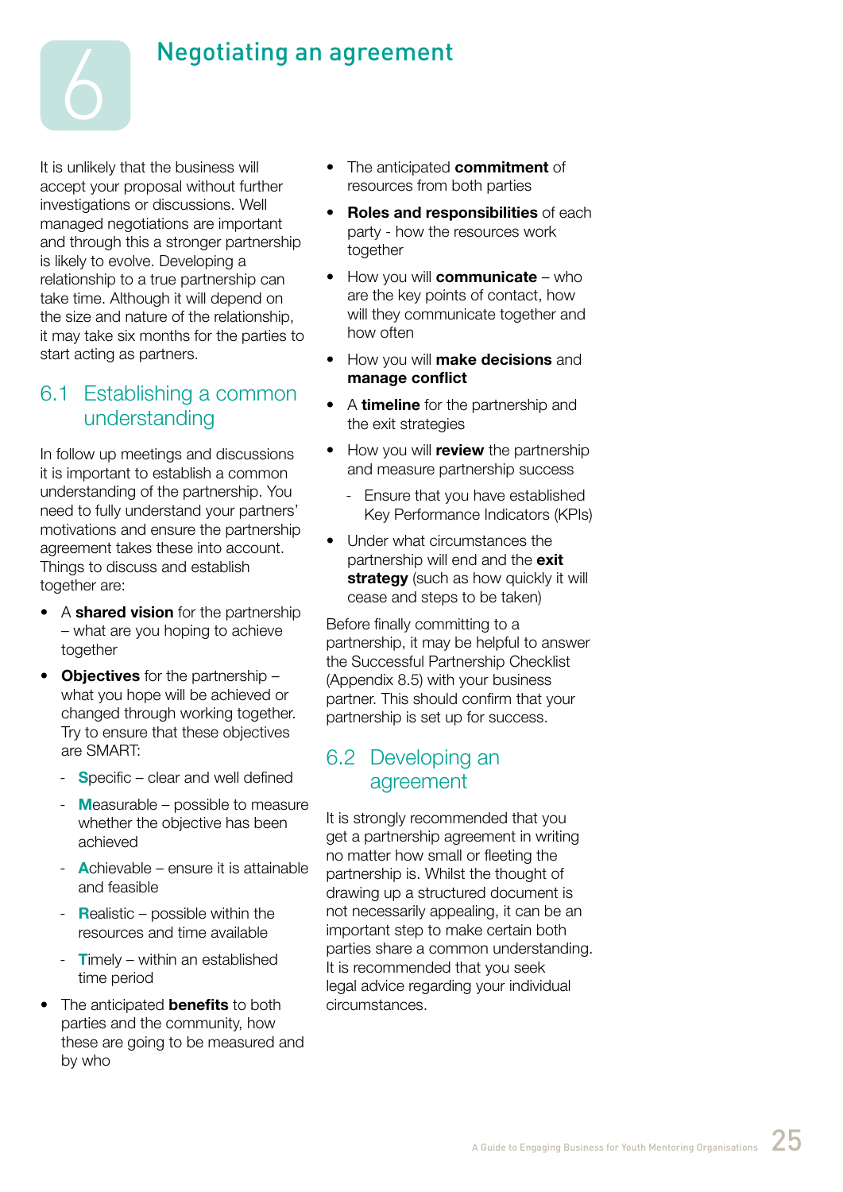# 6 Negotiating an agreement

It is unlikely that the business will accept your proposal without further investigations or discussions. Well managed negotiations are important and through this a stronger partnership is likely to evolve. Developing a relationship to a true partnership can take time. Although it will depend on the size and nature of the relationship, it may take six months for the parties to start acting as partners.

## 6.1 Establishing a common understanding

In follow up meetings and discussions it is important to establish a common understanding of the partnership. You need to fully understand your partners' motivations and ensure the partnership agreement takes these into account. Things to discuss and establish together are:

- A **shared vision** for the partnership – what are you hoping to achieve together
- **Objectives** for the partnership – what you hope will be achieved or changed through working together. Try to ensure that these objectives are SMART:
  - **S**pecific – clear and well defined
  - **M**easurable – possible to measure whether the objective has been achieved
  - **A**chievable – ensure it is attainable and feasible
  - **R**ealistic – possible within the resources and time available
  - **T**imely – within an established time period
- The anticipated **benefits** to both parties and the community, how these are going to be measured and by who
- The anticipated **commitment** of resources from both parties
- **Roles and responsibilities** of each party - how the resources work together
- How you will **communicate** – who are the key points of contact, how will they communicate together and how often
- How you will **make decisions** and **manage conflict**
- A **timeline** for the partnership and the exit strategies
- How you will **review** the partnership and measure partnership success
  - Ensure that you have established Key Performance Indicators (KPIs)
- Under what circumstances the partnership will end and the **exit strategy** (such as how quickly it will cease and steps to be taken)

Before finally committing to a partnership, it may be helpful to answer the Successful Partnership Checklist (Appendix 8.5) with your business partner. This should confirm that your partnership is set up for success.

## 6.2 Developing an agreement

It is strongly recommended that you get a partnership agreement in writing no matter how small or fleeting the partnership is. Whilst the thought of drawing up a structured document is not necessarily appealing, it can be an important step to make certain both parties share a common understanding. It is recommended that you seek legal advice regarding your individual circumstances.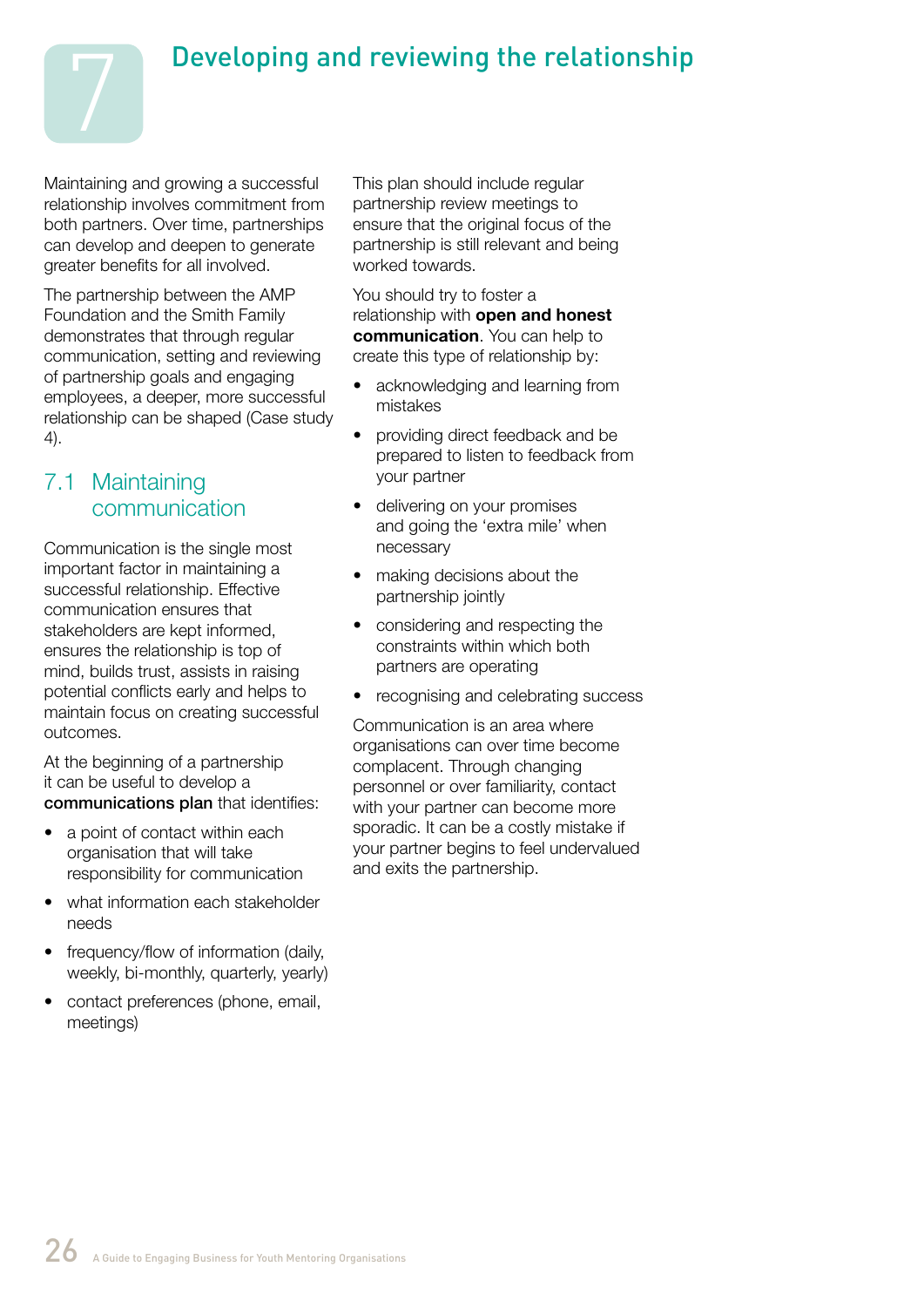# 7 Developing and reviewing the relationship

Maintaining and growing a successful relationship involves commitment from both partners. Over time, partnerships can develop and deepen to generate greater benefits for all involved.

The partnership between the AMP Foundation and the Smith Family demonstrates that through regular communication, setting and reviewing of partnership goals and engaging employees, a deeper, more successful relationship can be shaped (Case study 4).

## 7.1 Maintaining communication

Communication is the single most important factor in maintaining a successful relationship. Effective communication ensures that stakeholders are kept informed, ensures the relationship is top of mind, builds trust, assists in raising potential conflicts early and helps to maintain focus on creating successful outcomes.

At the beginning of a partnership it can be useful to develop a **communications plan** that identifies:

- a point of contact within each organisation that will take responsibility for communication
- what information each stakeholder needs
- frequency/flow of information (daily, weekly, bi-monthly, quarterly, yearly)
- contact preferences (phone, email, meetings)

This plan should include regular partnership review meetings to ensure that the original focus of the partnership is still relevant and being worked towards.

You should try to foster a relationship with **open and honest communication**. You can help to create this type of relationship by:

- acknowledging and learning from mistakes
- providing direct feedback and be prepared to listen to feedback from your partner
- delivering on your promises and going the 'extra mile' when necessary
- making decisions about the partnership jointly
- considering and respecting the constraints within which both partners are operating
- recognising and celebrating success

Communication is an area where organisations can over time become complacent. Through changing personnel or over familiarity, contact with your partner can become more sporadic. It can be a costly mistake if your partner begins to feel undervalued and exits the partnership.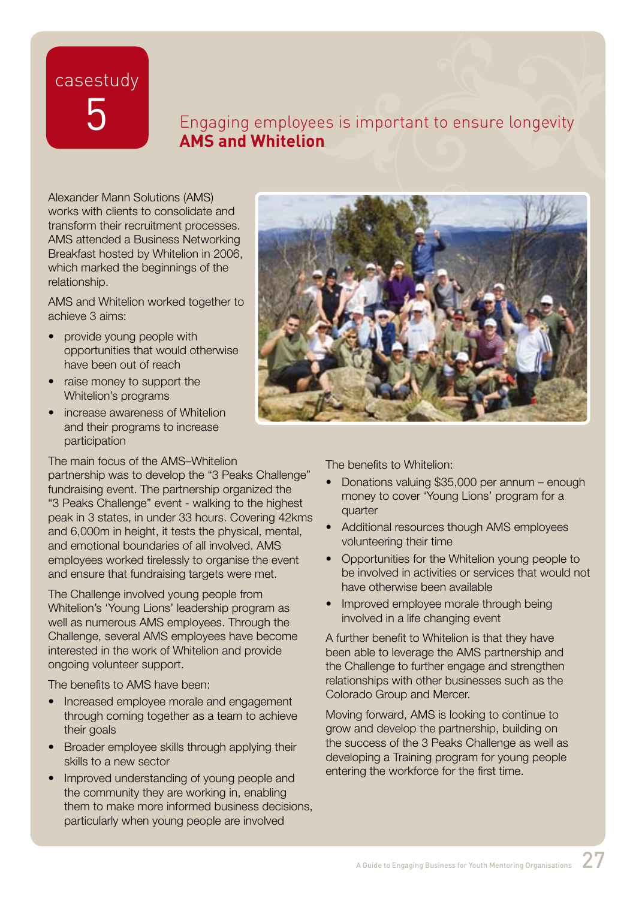# casestudy 5

## Engaging employees is important to ensure longevity
## **AMS and Whitelion**

Alexander Mann Solutions (AMS) works with clients to consolidate and transform their recruitment processes. AMS attended a Business Networking Breakfast hosted by Whitelion in 2006, which marked the beginnings of the relationship.

AMS and Whitelion worked together to achieve 3 aims:

- provide young people with opportunities that would otherwise have been out of reach
- raise money to support the Whitelion's programs
- increase awareness of Whitelion and their programs to increase participation

The main focus of the AMS–Whitelion partnership was to develop the "3 Peaks Challenge" fundraising event. The partnership organized the "3 Peaks Challenge" event - walking to the highest peak in 3 states, in under 33 hours. Covering 42kms and 6,000m in height, it tests the physical, mental, and emotional boundaries of all involved. AMS employees worked tirelessly to organise the event and ensure that fundraising targets were met.

The Challenge involved young people from Whitelion's 'Young Lions' leadership program as well as numerous AMS employees. Through the Challenge, several AMS employees have become interested in the work of Whitelion and provide ongoing volunteer support.

The benefits to AMS have been:

- Increased employee morale and engagement through coming together as a team to achieve their goals
- Broader employee skills through applying their skills to a new sector
- Improved understanding of young people and the community they are working in, enabling them to make more informed business decisions, particularly when young people are involved

The benefits to Whitelion:

- Donations valuing $35,000 per annum – enough money to cover 'Young Lions' program for a quarter
- Additional resources though AMS employees volunteering their time
- Opportunities for the Whitelion young people to be involved in activities or services that would not have otherwise been available
- Improved employee morale through being involved in a life changing event

A further benefit to Whitelion is that they have been able to leverage the AMS partnership and the Challenge to further engage and strengthen relationships with other businesses such as the Colorado Group and Mercer.

Moving forward, AMS is looking to continue to grow and develop the partnership, building on the success of the 3 Peaks Challenge as well as developing a Training program for young people entering the workforce for the first time.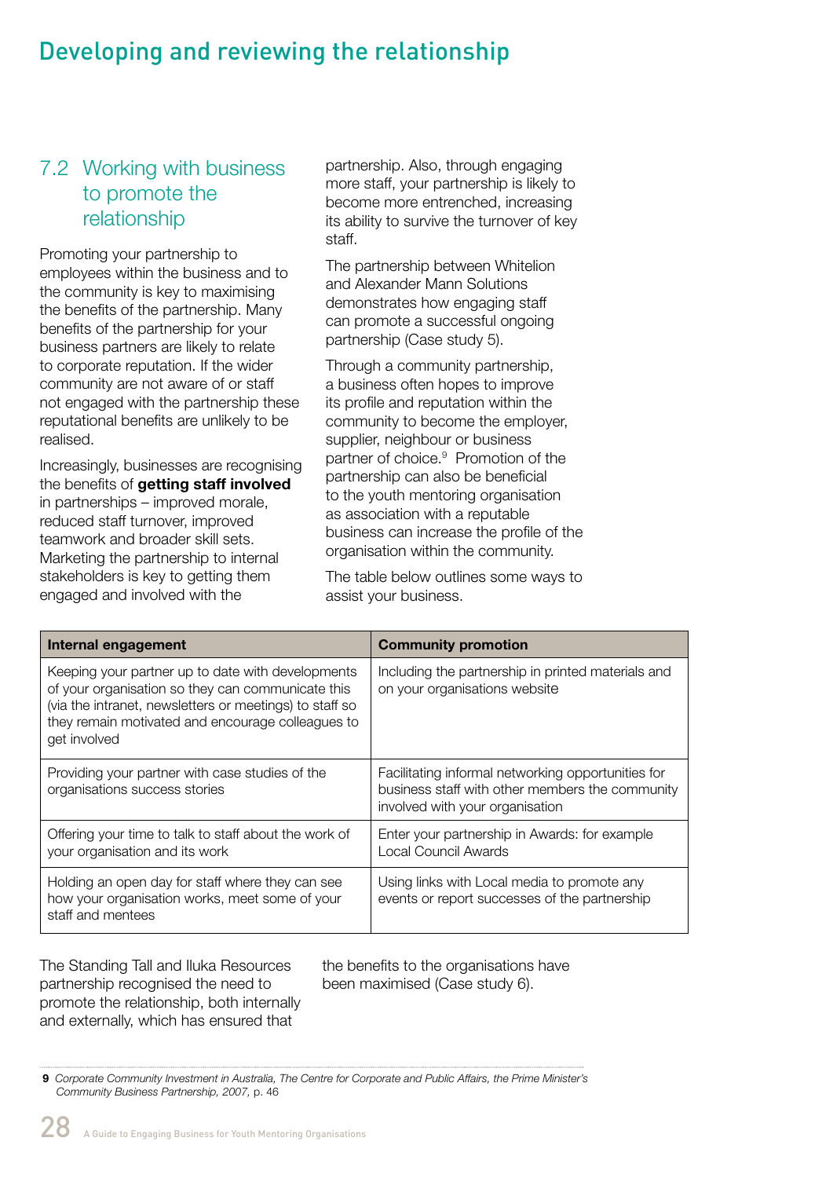# Developing and reviewing the relationship

## 7.2 Working with business to promote the relationship

Promoting your partnership to employees within the business and to the community is key to maximising the benefits of the partnership. Many benefits of the partnership for your business partners are likely to relate to corporate reputation. If the wider community are not aware of or staff not engaged with the partnership these reputational benefits are unlikely to be realised.

Increasingly, businesses are recognising the benefits of **getting staff involved** in partnerships – improved morale, reduced staff turnover, improved teamwork and broader skill sets. Marketing the partnership to internal stakeholders is key to getting them engaged and involved with the partnership. Also, through engaging more staff, your partnership is likely to become more entrenched, increasing its ability to survive the turnover of key staff.

The partnership between Whitelion and Alexander Mann Solutions demonstrates how engaging staff can promote a successful ongoing partnership (Case study 5).

Through a community partnership, a business often hopes to improve its profile and reputation within the community to become the employer, supplier, neighbour or business partner of choice.[9] Promotion of the partnership can also be beneficial to the youth mentoring organisation as association with a reputable business can increase the profile of the organisation within the community.

The table below outlines some ways to assist your business.

| Internal engagement | Community promotion |
|---|---|
| Keeping your partner up to date with developments of your organisation so they can communicate this (via the intranet, newsletters or meetings) to staff so they remain motivated and encourage colleagues to get involved | Including the partnership in printed materials and on your organisations website |
| Providing your partner with case studies of the organisations success stories | Facilitating informal networking opportunities for business staff with other members the community involved with your organisation |
| Offering your time to talk to staff about the work of your organisation and its work | Enter your partnership in Awards: for example Local Council Awards |
| Holding an open day for staff where they can see how your organisation works, meet some of your staff and mentees | Using links with Local media to promote any events or report successes of the partnership |

The Standing Tall and Iluka Resources partnership recognised the need to promote the relationship, both internally and externally, which has ensured that the benefits to the organisations have been maximised (Case study 6).

---

**9** *Corporate Community Investment in Australia, The Centre for Corporate and Public Affairs, the Prime Minister's Community Business Partnership, 2007,* p. 46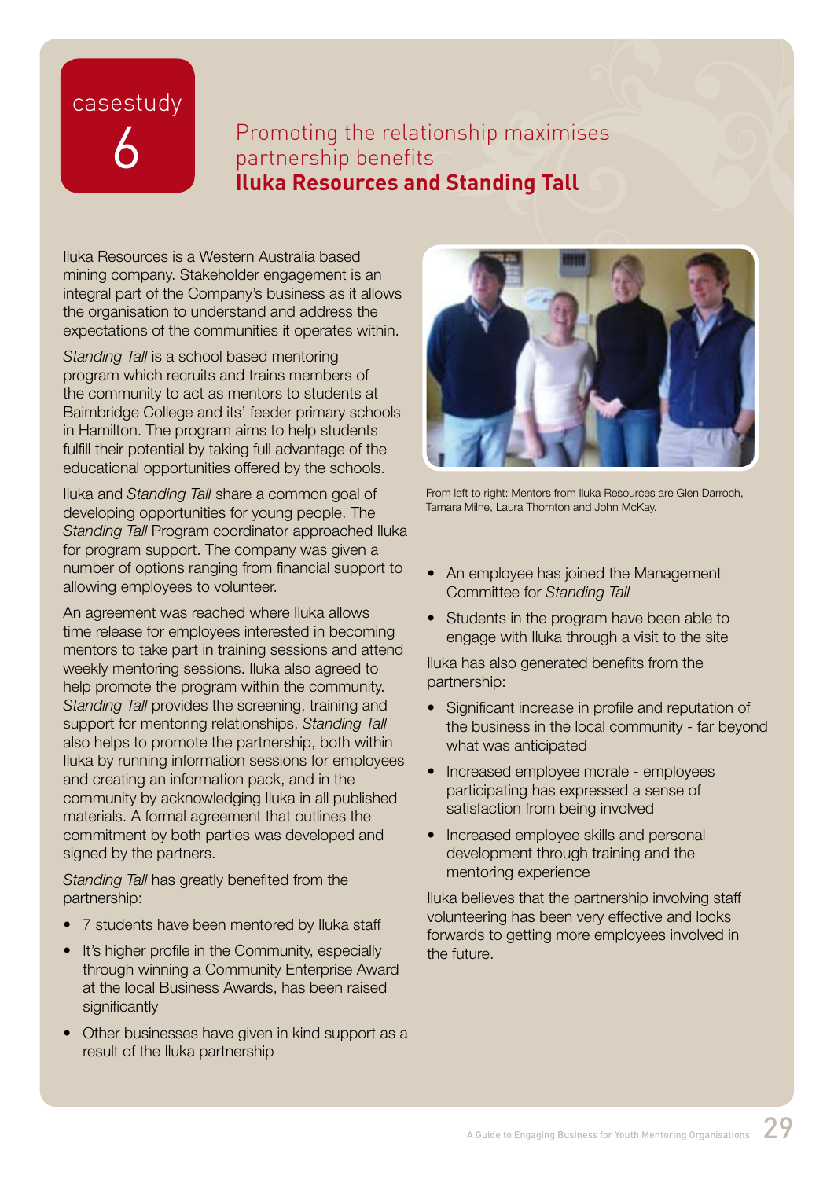# casestudy 6

## Promoting the relationship maximises partnership benefits
## **Iluka Resources and Standing Tall**

Iluka Resources is a Western Australia based mining company. Stakeholder engagement is an integral part of the Company's business as it allows the organisation to understand and address the expectations of the communities it operates within.

*Standing Tall* is a school based mentoring program which recruits and trains members of the community to act as mentors to students at Baimbridge College and its' feeder primary schools in Hamilton. The program aims to help students fulfill their potential by taking full advantage of the educational opportunities offered by the schools.

Iluka and *Standing Tall* share a common goal of developing opportunities for young people. The *Standing Tall* Program coordinator approached Iluka for program support. The company was given a number of options ranging from financial support to allowing employees to volunteer.

An agreement was reached where Iluka allows time release for employees interested in becoming mentors to take part in training sessions and attend weekly mentoring sessions. Iluka also agreed to help promote the program within the community. *Standing Tall* provides the screening, training and support for mentoring relationships. *Standing Tall* also helps to promote the partnership, both within Iluka by running information sessions for employees and creating an information pack, and in the community by acknowledging Iluka in all published materials. A formal agreement that outlines the commitment by both parties was developed and signed by the partners.

*Standing Tall* has greatly benefited from the partnership:

- 7 students have been mentored by Iluka staff
- It's higher profile in the Community, especially through winning a Community Enterprise Award at the local Business Awards, has been raised significantly
- Other businesses have given in kind support as a result of the Iluka partnership
- An employee has joined the Management Committee for *Standing Tall*
- Students in the program have been able to engage with Iluka through a visit to the site

From left to right: Mentors from Iluka Resources are Glen Darroch, Tamara Milne, Laura Thornton and John McKay.

Iluka has also generated benefits from the partnership:

- Significant increase in profile and reputation of the business in the local community - far beyond what was anticipated
- Increased employee morale - employees participating has expressed a sense of satisfaction from being involved
- Increased employee skills and personal development through training and the mentoring experience

Iluka believes that the partnership involving staff volunteering has been very effective and looks forwards to getting more employees involved in the future.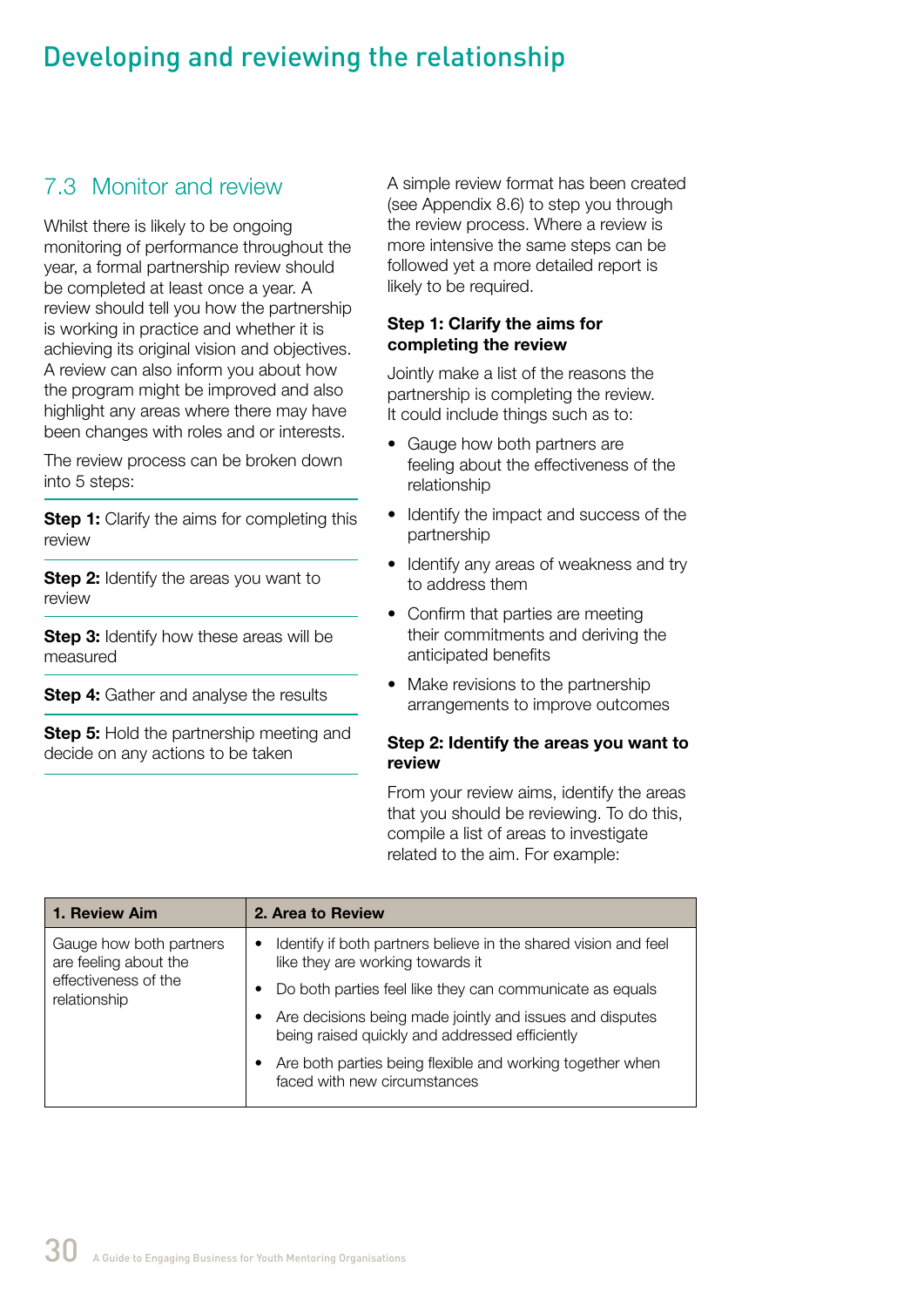# Developing and reviewing the relationship

## 7.3 Monitor and review

Whilst there is likely to be ongoing monitoring of performance throughout the year, a formal partnership review should be completed at least once a year. A review should tell you how the partnership is working in practice and whether it is achieving its original vision and objectives. A review can also inform you about how the program might be improved and also highlight any areas where there may have been changes with roles and or interests.

The review process can be broken down into 5 steps:

**Step 1:** Clarify the aims for completing this review

**Step 2:** Identify the areas you want to review

**Step 3:** Identify how these areas will be measured

**Step 4:** Gather and analyse the results

**Step 5:** Hold the partnership meeting and decide on any actions to be taken

A simple review format has been created (see Appendix 8.6) to step you through the review process. Where a review is more intensive the same steps can be followed yet a more detailed report is likely to be required.

### Step 1: Clarify the aims for completing the review

Jointly make a list of the reasons the partnership is completing the review. It could include things such as to:

- Gauge how both partners are feeling about the effectiveness of the relationship
- Identify the impact and success of the partnership
- Identify any areas of weakness and try to address them
- Confirm that parties are meeting their commitments and deriving the anticipated benefits
- Make revisions to the partnership arrangements to improve outcomes

### Step 2: Identify the areas you want to review

From your review aims, identify the areas that you should be reviewing. To do this, compile a list of areas to investigate related to the aim. For example:

| 1. Review Aim | 2. Area to Review |
|---|---|
| Gauge how both partners are feeling about the effectiveness of the relationship | • Identify if both partners believe in the shared vision and feel like they are working towards it<br>• Do both parties feel like they can communicate as equals<br>• Are decisions being made jointly and issues and disputes being raised quickly and addressed efficiently<br>• Are both parties being flexible and working together when faced with new circumstances |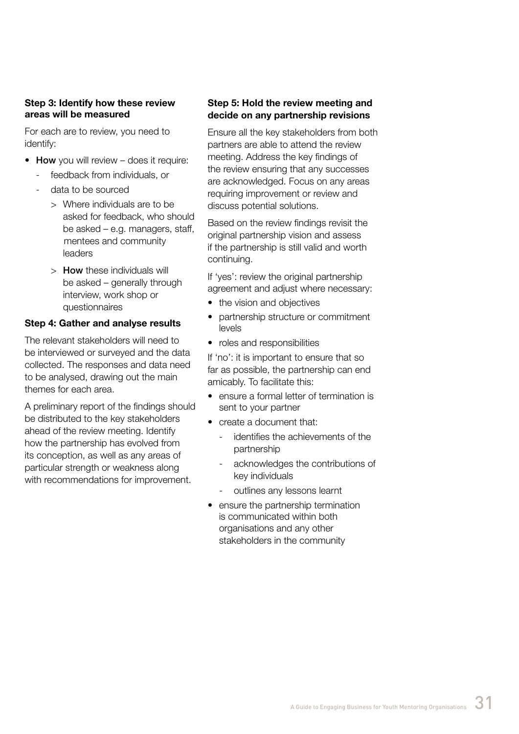**Step 3: Identify how these review areas will be measured**

For each are to review, you need to identify:

- **How** you will review – does it require:
  - feedback from individuals, or
  - data to be sourced
    - > Where individuals are to be asked for feedback, who should be asked – e.g. managers, staff, mentees and community leaders
    - > **How** these individuals will be asked – generally through interview, work shop or questionnaires

**Step 4: Gather and analyse results**

The relevant stakeholders will need to be interviewed or surveyed and the data collected. The responses and data need to be analysed, drawing out the main themes for each area.

A preliminary report of the findings should be distributed to the key stakeholders ahead of the review meeting. Identify how the partnership has evolved from its conception, as well as any areas of particular strength or weakness along with recommendations for improvement.

**Step 5: Hold the review meeting and decide on any partnership revisions**

Ensure all the key stakeholders from both partners are able to attend the review meeting. Address the key findings of the review ensuring that any successes are acknowledged. Focus on any areas requiring improvement or review and discuss potential solutions.

Based on the review findings revisit the original partnership vision and assess if the partnership is still valid and worth continuing.

If 'yes': review the original partnership agreement and adjust where necessary:

- the vision and objectives
- partnership structure or commitment levels
- roles and responsibilities

If 'no': it is important to ensure that so far as possible, the partnership can end amicably. To facilitate this:

- ensure a formal letter of termination is sent to your partner
- create a document that:
  - identifies the achievements of the partnership
  - acknowledges the contributions of key individuals
  - outlines any lessons learnt
- ensure the partnership termination is communicated within both organisations and any other stakeholders in the community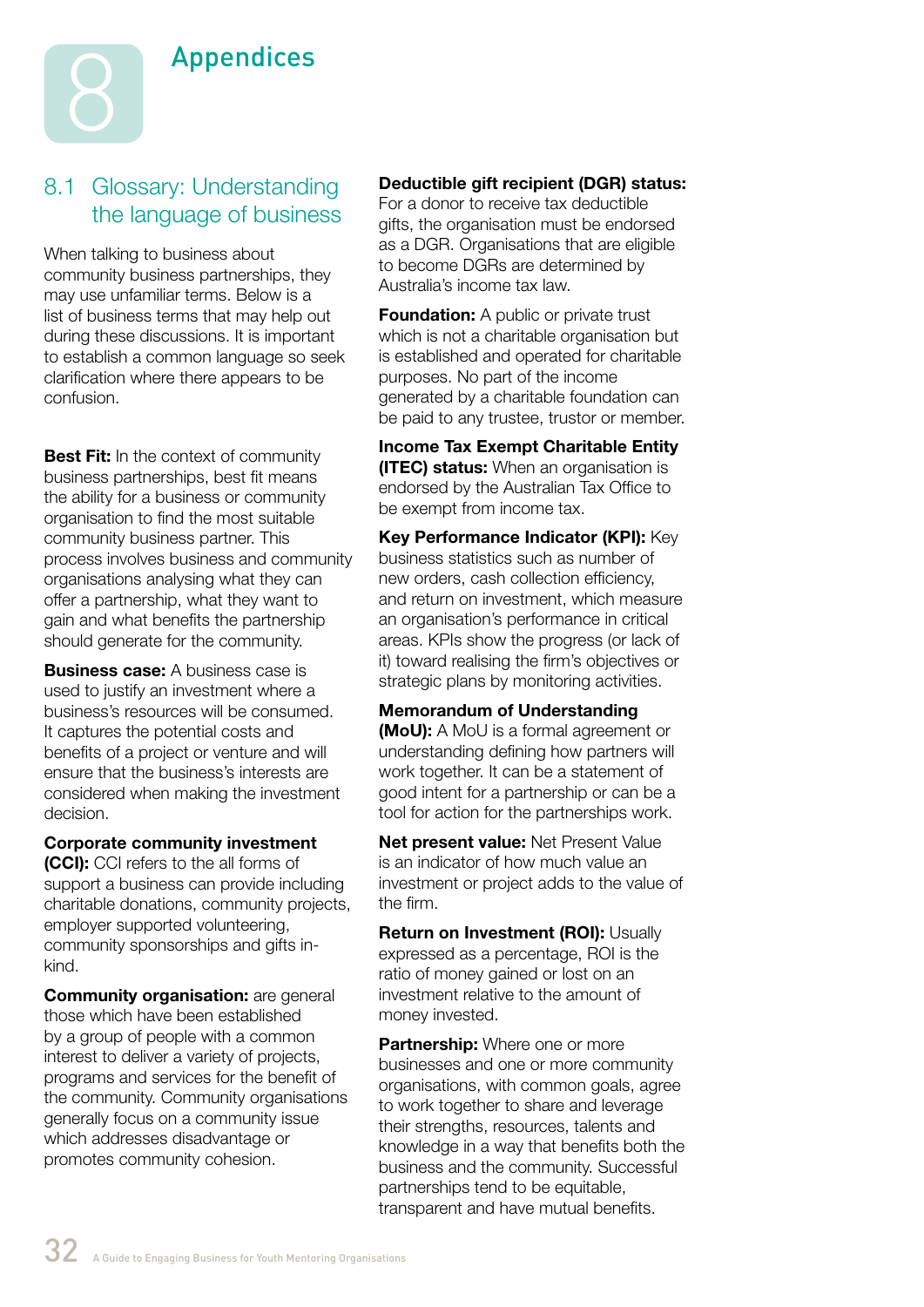# 8 Appendices

## 8.1 Glossary: Understanding the language of business

When talking to business about community business partnerships, they may use unfamiliar terms. Below is a list of business terms that may help out during these discussions. It is important to establish a common language so seek clarification where there appears to be confusion.

**Best Fit:** In the context of community business partnerships, best fit means the ability for a business or community organisation to find the most suitable community business partner. This process involves business and community organisations analysing what they can offer a partnership, what they want to gain and what benefits the partnership should generate for the community.

**Business case:** A business case is used to justify an investment where a business's resources will be consumed. It captures the potential costs and benefits of a project or venture and will ensure that the business's interests are considered when making the investment decision.

**Corporate community investment (CCI):** CCI refers to the all forms of support a business can provide including charitable donations, community projects, employer supported volunteering, community sponsorships and gifts in-kind.

**Community organisation:** are general those which have been established by a group of people with a common interest to deliver a variety of projects, programs and services for the benefit of the community. Community organisations generally focus on a community issue which addresses disadvantage or promotes community cohesion.

**Deductible gift recipient (DGR) status:** For a donor to receive tax deductible gifts, the organisation must be endorsed as a DGR. Organisations that are eligible to become DGRs are determined by Australia's income tax law.

**Foundation:** A public or private trust which is not a charitable organisation but is established and operated for charitable purposes. No part of the income generated by a charitable foundation can be paid to any trustee, trustor or member.

**Income Tax Exempt Charitable Entity (ITEC) status:** When an organisation is endorsed by the Australian Tax Office to be exempt from income tax.

**Key Performance Indicator (KPI):** Key business statistics such as number of new orders, cash collection efficiency, and return on investment, which measure an organisation's performance in critical areas. KPIs show the progress (or lack of it) toward realising the firm's objectives or strategic plans by monitoring activities.

**Memorandum of Understanding (MoU):** A MoU is a formal agreement or understanding defining how partners will work together. It can be a statement of good intent for a partnership or can be a tool for action for the partnerships work.

**Net present value:** Net Present Value is an indicator of how much value an investment or project adds to the value of the firm.

**Return on Investment (ROI):** Usually expressed as a percentage, ROI is the ratio of money gained or lost on an investment relative to the amount of money invested.

**Partnership:** Where one or more businesses and one or more community organisations, with common goals, agree to work together to share and leverage their strengths, resources, talents and knowledge in a way that benefits both the business and the community. Successful partnerships tend to be equitable, transparent and have mutual benefits.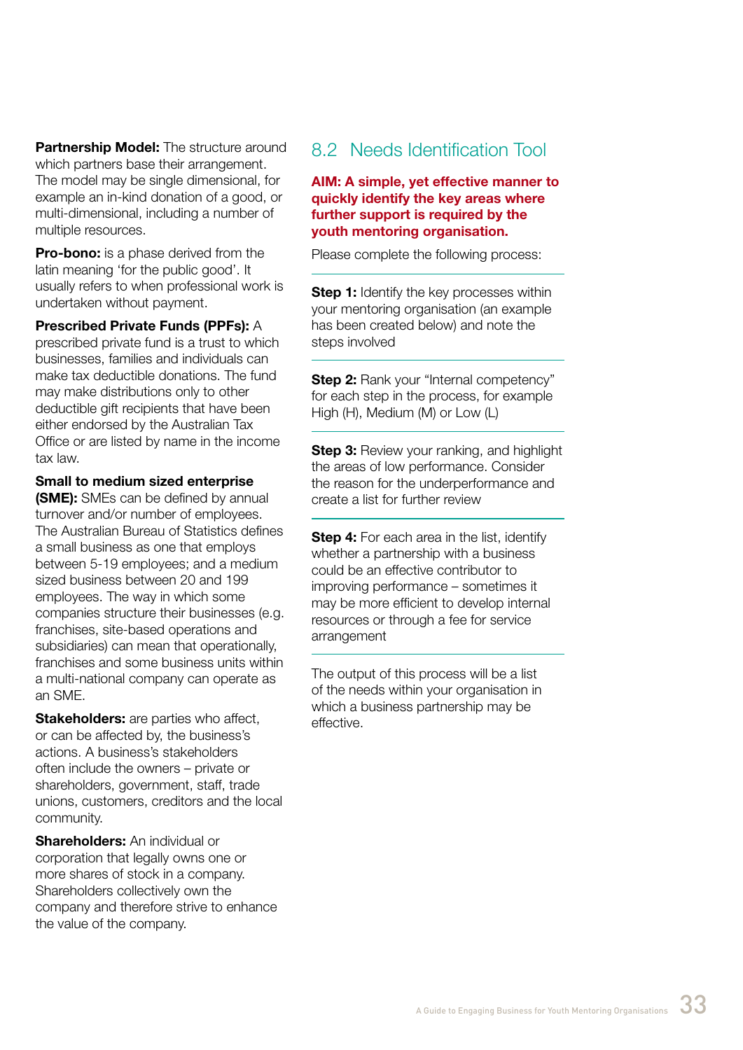**Partnership Model:** The structure around which partners base their arrangement. The model may be single dimensional, for example an in-kind donation of a good, or multi-dimensional, including a number of multiple resources.

**Pro-bono:** is a phase derived from the latin meaning 'for the public good'. It usually refers to when professional work is undertaken without payment.

**Prescribed Private Funds (PPFs):** A prescribed private fund is a trust to which businesses, families and individuals can make tax deductible donations. The fund may make distributions only to other deductible gift recipients that have been either endorsed by the Australian Tax Office or are listed by name in the income tax law.

**Small to medium sized enterprise (SME):** SMEs can be defined by annual turnover and/or number of employees. The Australian Bureau of Statistics defines a small business as one that employs between 5-19 employees; and a medium sized business between 20 and 199 employees. The way in which some companies structure their businesses (e.g. franchises, site-based operations and subsidiaries) can mean that operationally, franchises and some business units within a multi-national company can operate as an SME.

**Stakeholders:** are parties who affect, or can be affected by, the business's actions. A business's stakeholders often include the owners – private or shareholders, government, staff, trade unions, customers, creditors and the local community.

**Shareholders:** An individual or corporation that legally owns one or more shares of stock in a company. Shareholders collectively own the company and therefore strive to enhance the value of the company.

## 8.2 Needs Identification Tool

**AIM: A simple, yet effective manner to quickly identify the key areas where further support is required by the youth mentoring organisation.**

Please complete the following process:

**Step 1:** Identify the key processes within your mentoring organisation (an example has been created below) and note the steps involved

**Step 2:** Rank your "Internal competency" for each step in the process, for example High (H), Medium (M) or Low (L)

**Step 3:** Review your ranking, and highlight the areas of low performance. Consider the reason for the underperformance and create a list for further review

**Step 4:** For each area in the list, identify whether a partnership with a business could be an effective contributor to improving performance – sometimes it may be more efficient to develop internal resources or through a fee for service arrangement

The output of this process will be a list of the needs within your organisation in which a business partnership may be effective.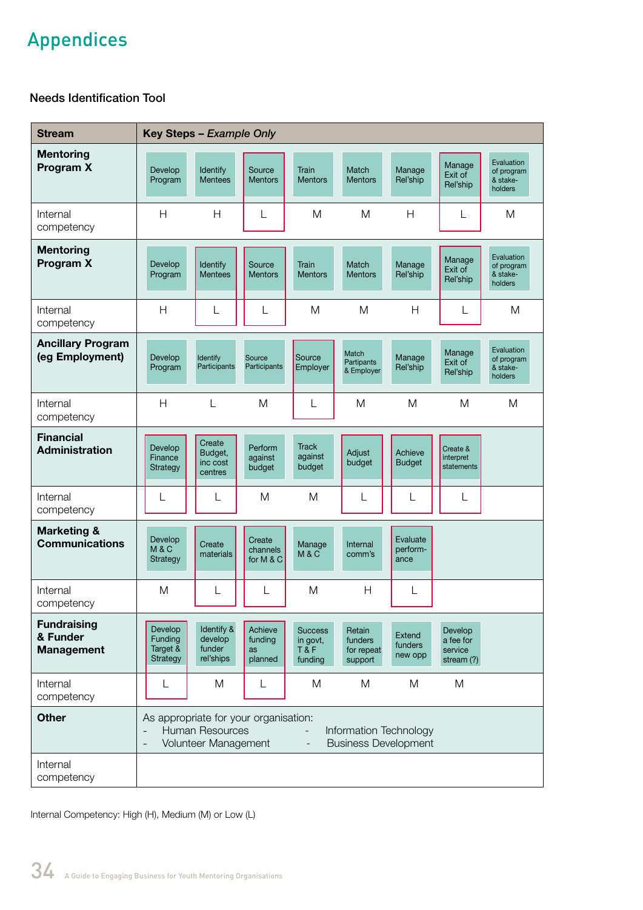# Appendices

## Needs Identification Tool

| Stream | Key Steps – *Example Only* | | | | | | | |
|---|---|---|---|---|---|---|---|---|
| **Mentoring Program X** | Develop Program | Identify Mentees | Source Mentors | Train Mentors | Match Mentors | Manage Rel'ship | Manage Exit of Rel'ship | Evaluation of program & stake-holders |
| Internal competency | H | H | L | M | M | H | L | M |
| **Mentoring Program X** | Develop Program | Identify Mentees | Source Mentors | Train Mentors | Match Mentors | Manage Rel'ship | Manage Exit of Rel'ship | Evaluation of program & stake-holders |
| Internal competency | H | L | L | M | M | H | L | M |
| **Ancillary Program (eg Employment)** | Develop Program | Identify Participants | Source Participants | Source Employer | Match Partipants & Employer | Manage Rel'ship | Manage Exit of Rel'ship | Evaluation of program & stake-holders |
| Internal competency | H | L | M | L | M | M | M | M |
| **Financial Administration** | Develop Finance Strategy | Create Budget, inc cost centres | Perform against budget | Track against budget | Adjust budget | Achieve Budget | Create & interpret statements | |
| Internal competency | L | L | M | M | L | L | L | |
| **Marketing & Communications** | Develop M & C Strategy | Create materials | Create channels for M & C | Manage M & C | Internal comm's | Evaluate perform-ance | | |
| Internal competency | M | L | L | M | H | L | | |
| **Fundraising & Funder Management** | Develop Funding Target & Strategy | Identify & develop funder rel'ships | Achieve funding as planned | Success in govt, T & F funding | Retain funders for repeat support | Extend funders new opp | Develop a fee for service stream (?) | |
| Internal competency | L | M | L | M | M | M | M | |
| **Other** | As appropriate for your organisation: - Human Resources - Volunteer Management - Information Technology - Business Development | | | | | | | |
| Internal competency | | | | | | | | |

Internal Competency: High (H), Medium (M) or Low (L)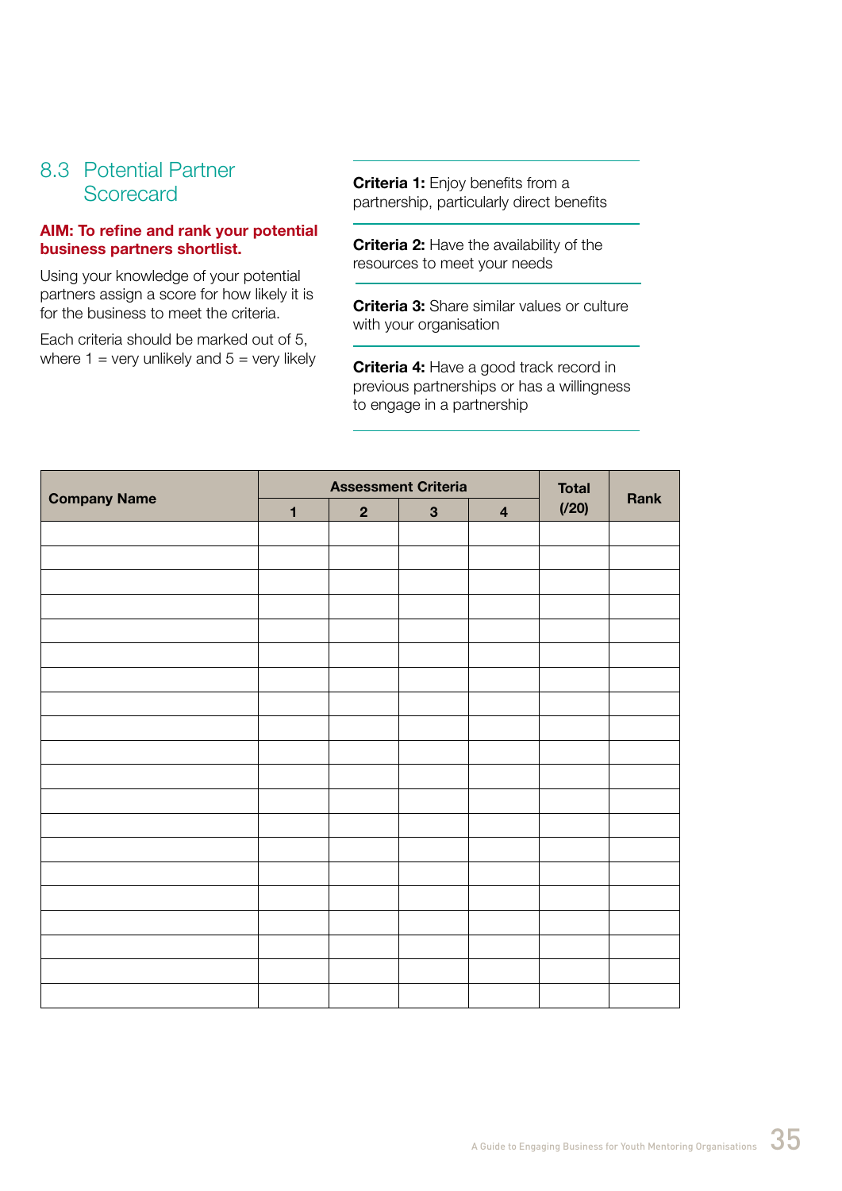## 8.3 Potential Partner Scorecard

**AIM: To refine and rank your potential business partners shortlist.**

Using your knowledge of your potential partners assign a score for how likely it is for the business to meet the criteria.

Each criteria should be marked out of 5, where 1 = very unlikely and 5 = very likely

**Criteria 1:** Enjoy benefits from a partnership, particularly direct benefits

**Criteria 2:** Have the availability of the resources to meet your needs

**Criteria 3:** Share similar values or culture with your organisation

**Criteria 4:** Have a good track record in previous partnerships or has a willingness to engage in a partnership

| Company Name | Assessment Criteria | | | | Total (/20) | Rank |
|---|---|---|---|---|---|---|
| | 1 | 2 | 3 | 4 | | |
| | | | | | | |
| | | | | | | |
| | | | | | | |
| | | | | | | |
| | | | | | | |
| | | | | | | |
| | | | | | | |
| | | | | | | |
| | | | | | | |
| | | | | | | |
| | | | | | | |
| | | | | | | |
| | | | | | | |
| | | | | | | |
| | | | | | | |
| | | | | | | |
| | | | | | | |
| | | | | | | |
| | | | | | | |
| | | | | | | |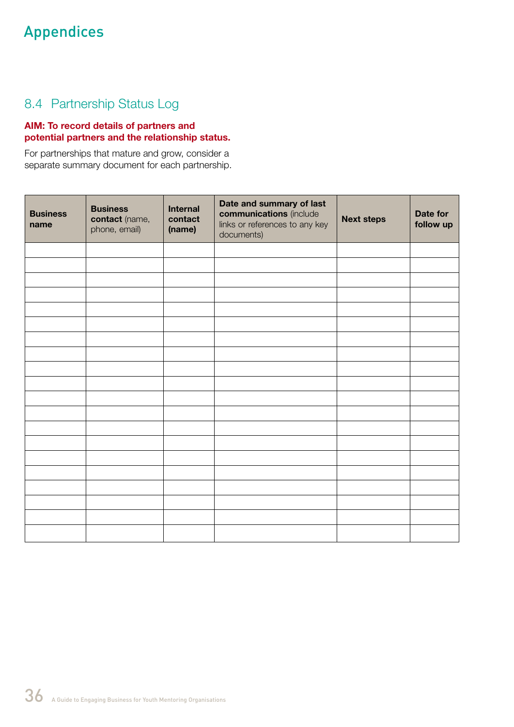# Appendices

## 8.4 Partnership Status Log

**AIM: To record details of partners and potential partners and the relationship status.**

For partnerships that mature and grow, consider a separate summary document for each partnership.

| **Business name** | **Business contact** (name, phone, email) | **Internal contact (name)** | **Date and summary of last communications** (include links or references to any key documents) | **Next steps** | **Date for follow up** |
|---|---|---|---|---|---|
| | | | | | |
| | | | | | |
| | | | | | |
| | | | | | |
| | | | | | |
| | | | | | |
| | | | | | |
| | | | | | |
| | | | | | |
| | | | | | |
| | | | | | |
| | | | | | |
| | | | | | |
| | | | | | |
| | | | | | |
| | | | | | |
| | | | | | |
| | | | | | |
| | | | | | |
| | | | | | |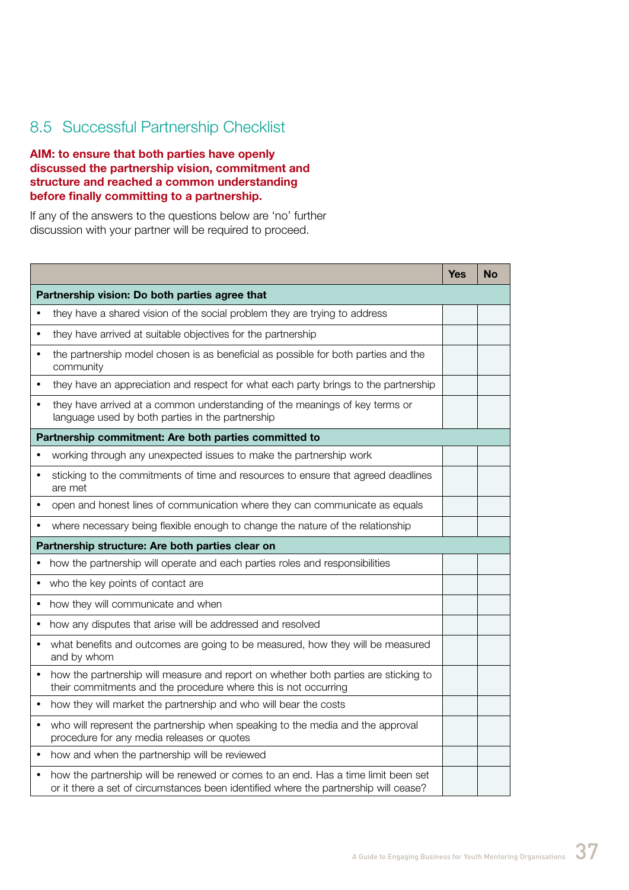## 8.5 Successful Partnership Checklist

**AIM: to ensure that both parties have openly discussed the partnership vision, commitment and structure and reached a common understanding before finally committing to a partnership.**

If any of the answers to the questions below are 'no' further discussion with your partner will be required to proceed.

| | Yes | No |
|---|---|---|
| **Partnership vision: Do both parties agree that** | | |
| • they have a shared vision of the social problem they are trying to address | | |
| • they have arrived at suitable objectives for the partnership | | |
| • the partnership model chosen is as beneficial as possible for both parties and the community | | |
| • they have an appreciation and respect for what each party brings to the partnership | | |
| • they have arrived at a common understanding of the meanings of key terms or language used by both parties in the partnership | | |
| **Partnership commitment: Are both parties committed to** | | |
| • working through any unexpected issues to make the partnership work | | |
| • sticking to the commitments of time and resources to ensure that agreed deadlines are met | | |
| • open and honest lines of communication where they can communicate as equals | | |
| • where necessary being flexible enough to change the nature of the relationship | | |
| **Partnership structure: Are both parties clear on** | | |
| • how the partnership will operate and each parties roles and responsibilities | | |
| • who the key points of contact are | | |
| • how they will communicate and when | | |
| • how any disputes that arise will be addressed and resolved | | |
| • what benefits and outcomes are going to be measured, how they will be measured and by whom | | |
| • how the partnership will measure and report on whether both parties are sticking to their commitments and the procedure where this is not occurring | | |
| • how they will market the partnership and who will bear the costs | | |
| • who will represent the partnership when speaking to the media and the approval procedure for any media releases or quotes | | |
| • how and when the partnership will be reviewed | | |
| • how the partnership will be renewed or comes to an end. Has a time limit been set or it there a set of circumstances been identified where the partnership will cease? | | |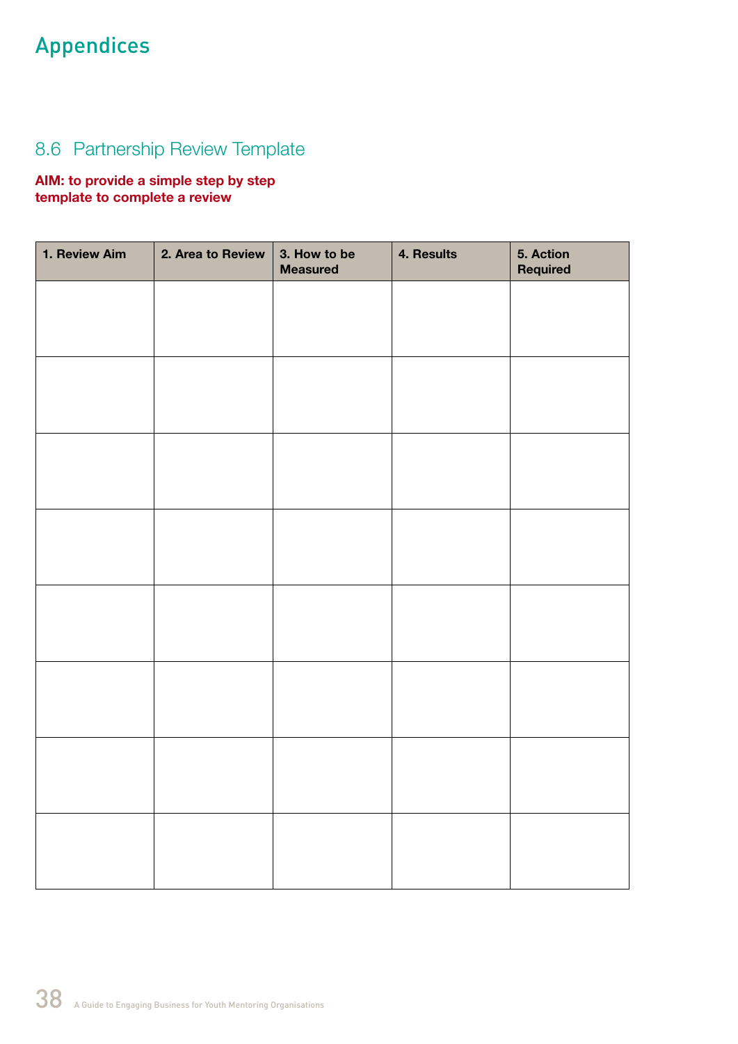# Appendices

## 8.6 Partnership Review Template

**AIM: to provide a simple step by step template to complete a review**

| 1. Review Aim | 2. Area to Review | 3. How to be Measured | 4. Results | 5. Action Required |
|---|---|---|---|---|
| | | | | |
| | | | | |
| | | | | |
| | | | | |
| | | | | |
| | | | | |
| | | | | |
| | | | | |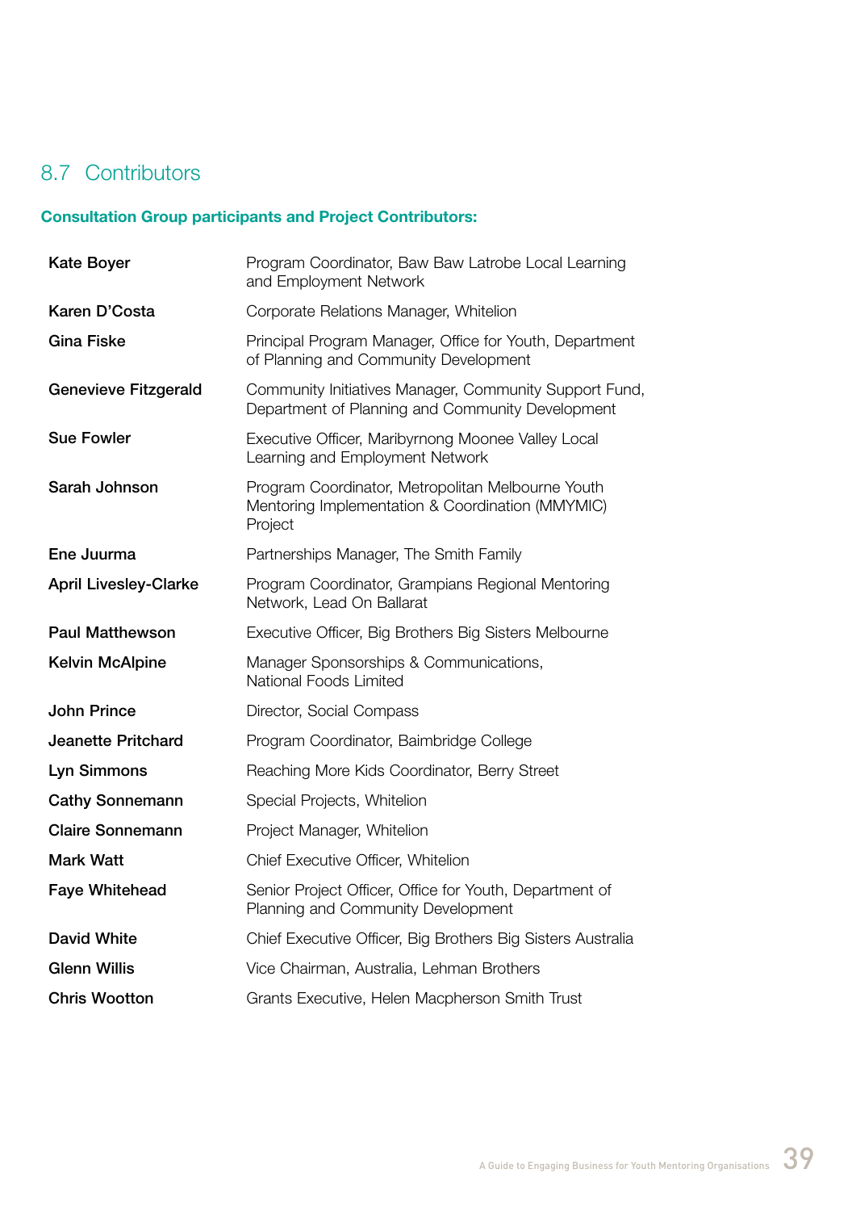## 8.7 Contributors

**Consultation Group participants and Project Contributors:**

| | |
|---|---|
| **Kate Boyer** | Program Coordinator, Baw Baw Latrobe Local Learning and Employment Network |
| **Karen D'Costa** | Corporate Relations Manager, Whitelion |
| **Gina Fiske** | Principal Program Manager, Office for Youth, Department of Planning and Community Development |
| **Genevieve Fitzgerald** | Community Initiatives Manager, Community Support Fund, Department of Planning and Community Development |
| **Sue Fowler** | Executive Officer, Maribyrnong Moonee Valley Local Learning and Employment Network |
| **Sarah Johnson** | Program Coordinator, Metropolitan Melbourne Youth Mentoring Implementation & Coordination (MMYMIC) Project |
| **Ene Juurma** | Partnerships Manager, The Smith Family |
| **April Livesley-Clarke** | Program Coordinator, Grampians Regional Mentoring Network, Lead On Ballarat |
| **Paul Matthewson** | Executive Officer, Big Brothers Big Sisters Melbourne |
| **Kelvin McAlpine** | Manager Sponsorships & Communications, National Foods Limited |
| **John Prince** | Director, Social Compass |
| **Jeanette Pritchard** | Program Coordinator, Baimbridge College |
| **Lyn Simmons** | Reaching More Kids Coordinator, Berry Street |
| **Cathy Sonnemann** | Special Projects, Whitelion |
| **Claire Sonnemann** | Project Manager, Whitelion |
| **Mark Watt** | Chief Executive Officer, Whitelion |
| **Faye Whitehead** | Senior Project Officer, Office for Youth, Department of Planning and Community Development |
| **David White** | Chief Executive Officer, Big Brothers Big Sisters Australia |
| **Glenn Willis** | Vice Chairman, Australia, Lehman Brothers |
| **Chris Wootton** | Grants Executive, Helen Macpherson Smith Trust |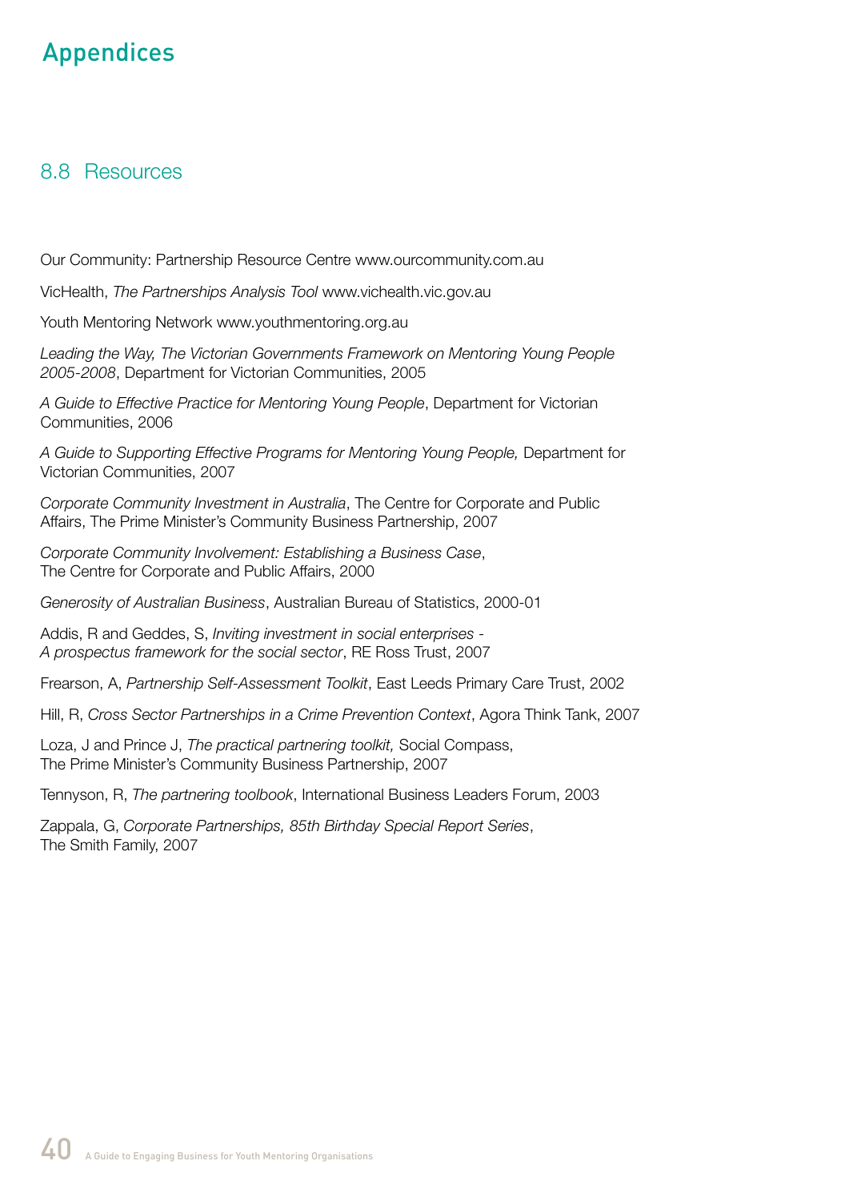# Appendices

## 8.8 Resources

Our Community: Partnership Resource Centre www.ourcommunity.com.au

VicHealth, *The Partnerships Analysis Tool* www.vichealth.vic.gov.au

Youth Mentoring Network www.youthmentoring.org.au

*Leading the Way, The Victorian Governments Framework on Mentoring Young People 2005-2008*, Department for Victorian Communities, 2005

*A Guide to Effective Practice for Mentoring Young People*, Department for Victorian Communities, 2006

*A Guide to Supporting Effective Programs for Mentoring Young People,* Department for Victorian Communities, 2007

*Corporate Community Investment in Australia*, The Centre for Corporate and Public Affairs, The Prime Minister's Community Business Partnership, 2007

*Corporate Community Involvement: Establishing a Business Case*, The Centre for Corporate and Public Affairs, 2000

*Generosity of Australian Business*, Australian Bureau of Statistics, 2000-01

Addis, R and Geddes, S, *Inviting investment in social enterprises - A prospectus framework for the social sector*, RE Ross Trust, 2007

Frearson, A, *Partnership Self-Assessment Toolkit*, East Leeds Primary Care Trust, 2002

Hill, R, *Cross Sector Partnerships in a Crime Prevention Context*, Agora Think Tank, 2007

Loza, J and Prince J, *The practical partnering toolkit,* Social Compass, The Prime Minister's Community Business Partnership, 2007

Tennyson, R, *The partnering toolbook*, International Business Leaders Forum, 2003

Zappala, G, *Corporate Partnerships, 85th Birthday Special Report Series*, The Smith Family, 2007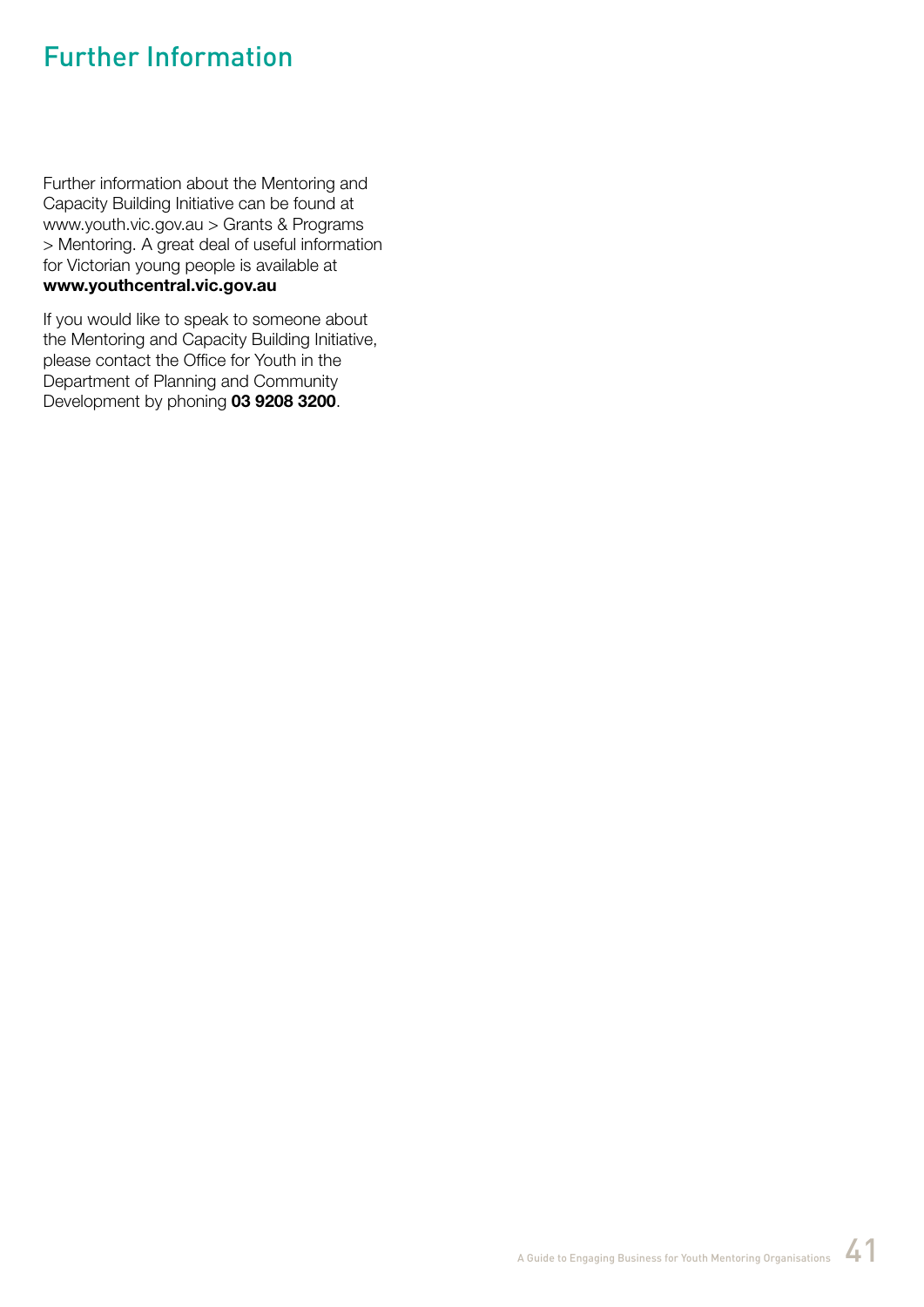# Further Information

Further information about the Mentoring and Capacity Building Initiative can be found at www.youth.vic.gov.au > Grants & Programs > Mentoring. A great deal of useful information for Victorian young people is available at **www.youthcentral.vic.gov.au**

If you would like to speak to someone about the Mentoring and Capacity Building Initiative, please contact the Office for Youth in the Department of Planning and Community Development by phoning **03 9208 3200**.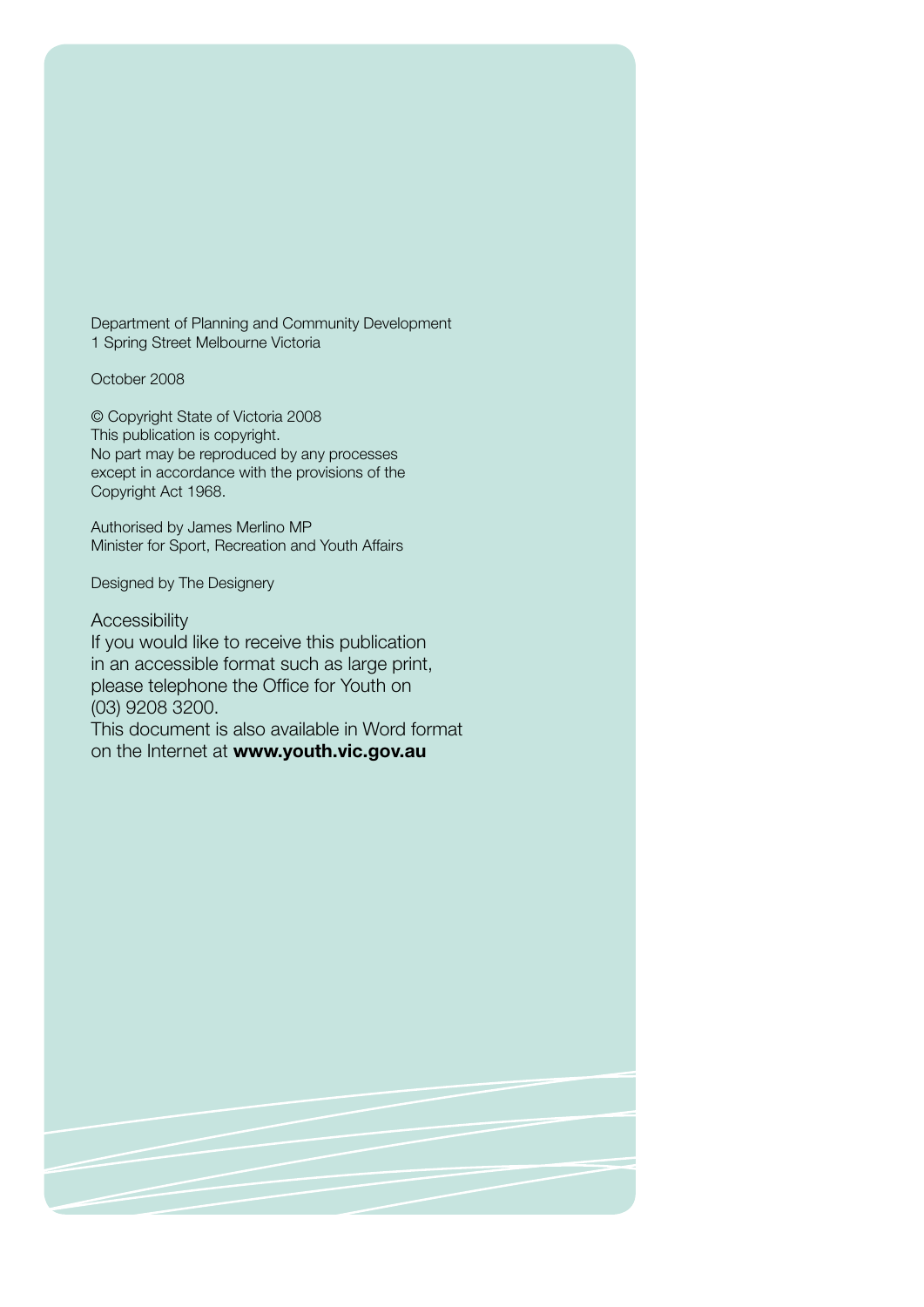Department of Planning and Community Development
1 Spring Street Melbourne Victoria

October 2008

© Copyright State of Victoria 2008
This publication is copyright.
No part may be reproduced by any processes except in accordance with the provisions of the Copyright Act 1968.

Authorised by James Merlino MP
Minister for Sport, Recreation and Youth Affairs

Designed by The Designery

Accessibility

If you would like to receive this publication in an accessible format such as large print, please telephone the Office for Youth on (03) 9208 3200.
This document is also available in Word format on the Internet at **www.youth.vic.gov.au**